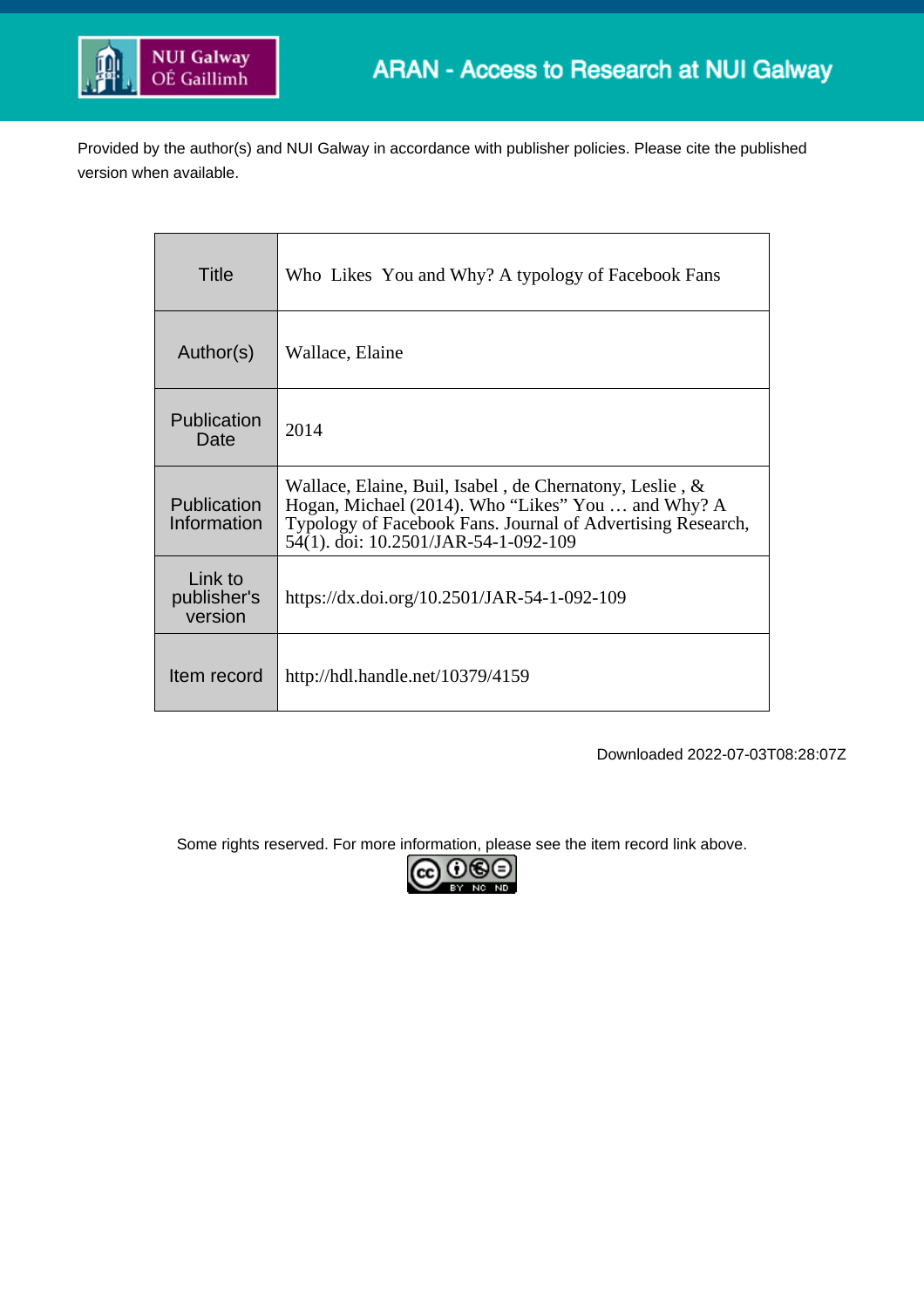NUI Galway OÉ Gaillimh

ARAN - Access to Research at NUI Galway

Provided by the author(s) and NUI Galway in accordance with publisher policies. Please cite the published version when available.

| | |
|---|---|
| Title | Who Likes You and Why? A typology of Facebook Fans |
| Author(s) | Wallace, Elaine |
| Publication Date | 2014 |
| Publication Information | Wallace, Elaine, Buil, Isabel , de Chernatony, Leslie , & Hogan, Michael (2014). Who "Likes" You … and Why? A Typology of Facebook Fans. Journal of Advertising Research, 54(1). doi: 10.2501/JAR-54-1-092-109 |
| Link to publisher's version | https://dx.doi.org/10.2501/JAR-54-1-092-109 |
| Item record | http://hdl.handle.net/10379/4159 |

Downloaded 2022-07-03T08:28:07Z

Some rights reserved. For more information, please see the item record link above.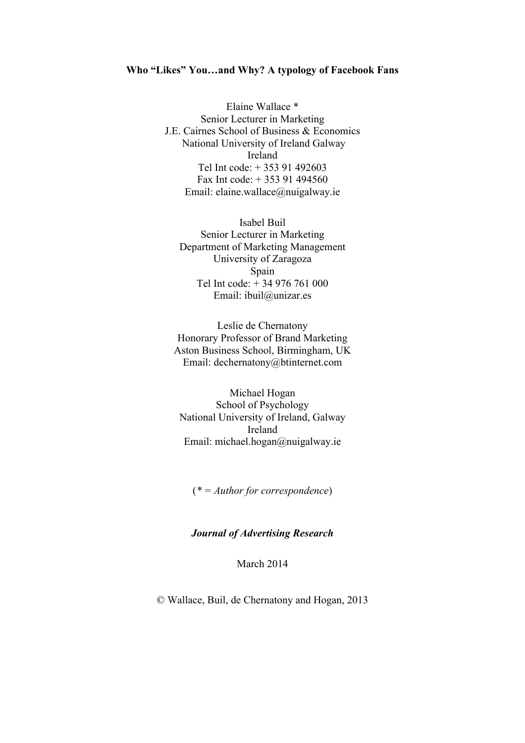**Who "Likes" You…and Why? A typology of Facebook Fans**

Elaine Wallace *
Senior Lecturer in Marketing
J.E. Cairnes School of Business & Economics
National University of Ireland Galway
Ireland
Tel Int code: + 353 91 492603
Fax Int code: + 353 91 494560
Email: elaine.wallace@nuigalway.ie

Isabel Buil
Senior Lecturer in Marketing
Department of Marketing Management
University of Zaragoza
Spain
Tel Int code: + 34 976 761 000
Email: ibuil@unizar.es

Leslie de Chernatony
Honorary Professor of Brand Marketing
Aston Business School, Birmingham, UK
Email: dechernatony@btinternet.com

Michael Hogan
School of Psychology
National University of Ireland, Galway
Ireland
Email: michael.hogan@nuigalway.ie

(* = *Author for correspondence*)

***Journal of Advertising Research***

March 2014

© Wallace, Buil, de Chernatony and Hogan, 2013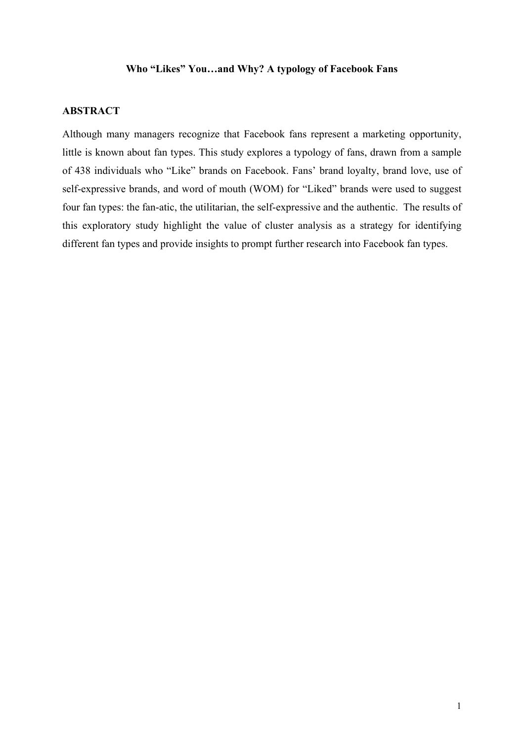**Who "Likes" You…and Why? A typology of Facebook Fans**

## ABSTRACT

Although many managers recognize that Facebook fans represent a marketing opportunity, little is known about fan types. This study explores a typology of fans, drawn from a sample of 438 individuals who "Like" brands on Facebook. Fans' brand loyalty, brand love, use of self-expressive brands, and word of mouth (WOM) for "Liked" brands were used to suggest four fan types: the fan-atic, the utilitarian, the self-expressive and the authentic. The results of this exploratory study highlight the value of cluster analysis as a strategy for identifying different fan types and provide insights to prompt further research into Facebook fan types.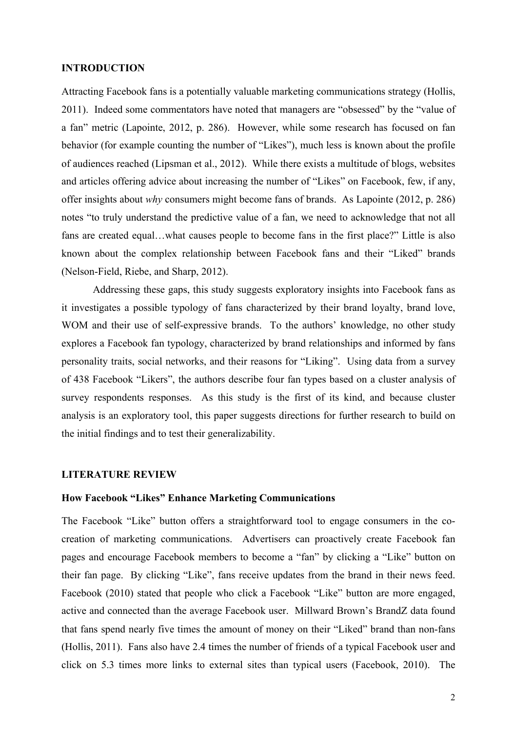## INTRODUCTION

Attracting Facebook fans is a potentially valuable marketing communications strategy (Hollis, 2011). Indeed some commentators have noted that managers are "obsessed" by the "value of a fan" metric (Lapointe, 2012, p. 286). However, while some research has focused on fan behavior (for example counting the number of "Likes"), much less is known about the profile of audiences reached (Lipsman et al., 2012). While there exists a multitude of blogs, websites and articles offering advice about increasing the number of "Likes" on Facebook, few, if any, offer insights about *why* consumers might become fans of brands. As Lapointe (2012, p. 286) notes "to truly understand the predictive value of a fan, we need to acknowledge that not all fans are created equal…what causes people to become fans in the first place?" Little is also known about the complex relationship between Facebook fans and their "Liked" brands (Nelson-Field, Riebe, and Sharp, 2012).

Addressing these gaps, this study suggests exploratory insights into Facebook fans as it investigates a possible typology of fans characterized by their brand loyalty, brand love, WOM and their use of self-expressive brands. To the authors' knowledge, no other study explores a Facebook fan typology, characterized by brand relationships and informed by fans personality traits, social networks, and their reasons for "Liking". Using data from a survey of 438 Facebook "Likers", the authors describe four fan types based on a cluster analysis of survey respondents responses. As this study is the first of its kind, and because cluster analysis is an exploratory tool, this paper suggests directions for further research to build on the initial findings and to test their generalizability.

## LITERATURE REVIEW

### How Facebook "Likes" Enhance Marketing Communications

The Facebook "Like" button offers a straightforward tool to engage consumers in the co-creation of marketing communications. Advertisers can proactively create Facebook fan pages and encourage Facebook members to become a "fan" by clicking a "Like" button on their fan page. By clicking "Like", fans receive updates from the brand in their news feed. Facebook (2010) stated that people who click a Facebook "Like" button are more engaged, active and connected than the average Facebook user. Millward Brown's BrandZ data found that fans spend nearly five times the amount of money on their "Liked" brand than non-fans (Hollis, 2011). Fans also have 2.4 times the number of friends of a typical Facebook user and click on 5.3 times more links to external sites than typical users (Facebook, 2010). The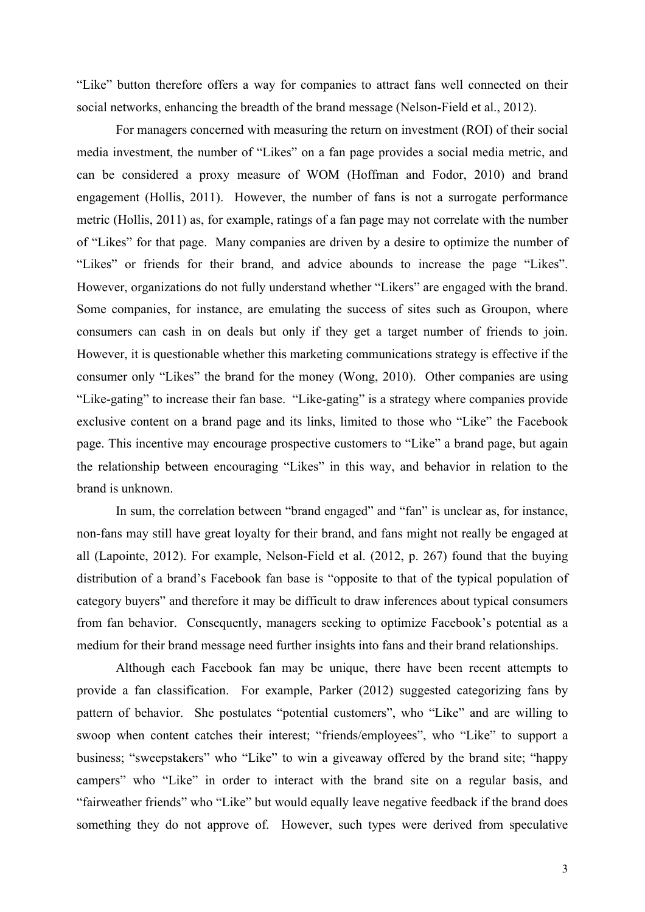"Like" button therefore offers a way for companies to attract fans well connected on their social networks, enhancing the breadth of the brand message (Nelson-Field et al., 2012).

For managers concerned with measuring the return on investment (ROI) of their social media investment, the number of "Likes" on a fan page provides a social media metric, and can be considered a proxy measure of WOM (Hoffman and Fodor, 2010) and brand engagement (Hollis, 2011). However, the number of fans is not a surrogate performance metric (Hollis, 2011) as, for example, ratings of a fan page may not correlate with the number of "Likes" for that page. Many companies are driven by a desire to optimize the number of "Likes" or friends for their brand, and advice abounds to increase the page "Likes". However, organizations do not fully understand whether "Likers" are engaged with the brand. Some companies, for instance, are emulating the success of sites such as Groupon, where consumers can cash in on deals but only if they get a target number of friends to join. However, it is questionable whether this marketing communications strategy is effective if the consumer only "Likes" the brand for the money (Wong, 2010). Other companies are using "Like-gating" to increase their fan base. "Like-gating" is a strategy where companies provide exclusive content on a brand page and its links, limited to those who "Like" the Facebook page. This incentive may encourage prospective customers to "Like" a brand page, but again the relationship between encouraging "Likes" in this way, and behavior in relation to the brand is unknown.

In sum, the correlation between "brand engaged" and "fan" is unclear as, for instance, non-fans may still have great loyalty for their brand, and fans might not really be engaged at all (Lapointe, 2012). For example, Nelson-Field et al. (2012, p. 267) found that the buying distribution of a brand's Facebook fan base is "opposite to that of the typical population of category buyers" and therefore it may be difficult to draw inferences about typical consumers from fan behavior. Consequently, managers seeking to optimize Facebook's potential as a medium for their brand message need further insights into fans and their brand relationships.

Although each Facebook fan may be unique, there have been recent attempts to provide a fan classification. For example, Parker (2012) suggested categorizing fans by pattern of behavior. She postulates "potential customers", who "Like" and are willing to swoop when content catches their interest; "friends/employees", who "Like" to support a business; "sweepstakers" who "Like" to win a giveaway offered by the brand site; "happy campers" who "Like" in order to interact with the brand site on a regular basis, and "fairweather friends" who "Like" but would equally leave negative feedback if the brand does something they do not approve of. However, such types were derived from speculative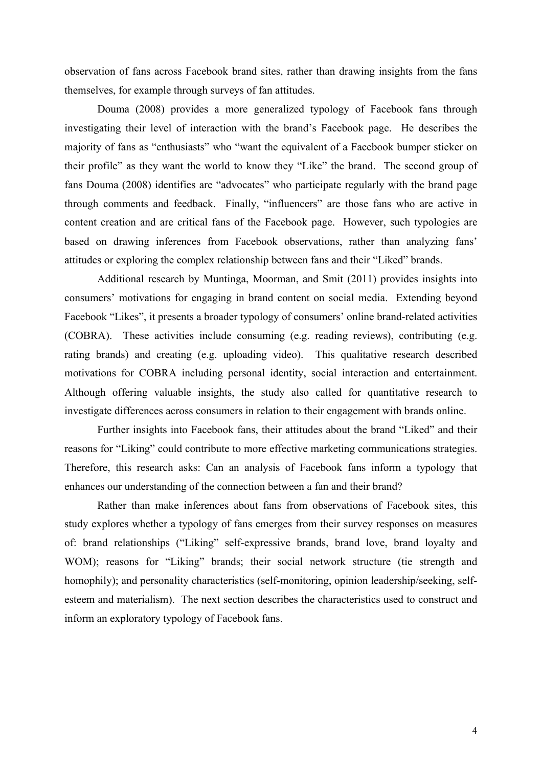observation of fans across Facebook brand sites, rather than drawing insights from the fans themselves, for example through surveys of fan attitudes.

Douma (2008) provides a more generalized typology of Facebook fans through investigating their level of interaction with the brand's Facebook page. He describes the majority of fans as "enthusiasts" who "want the equivalent of a Facebook bumper sticker on their profile" as they want the world to know they "Like" the brand. The second group of fans Douma (2008) identifies are "advocates" who participate regularly with the brand page through comments and feedback. Finally, "influencers" are those fans who are active in content creation and are critical fans of the Facebook page. However, such typologies are based on drawing inferences from Facebook observations, rather than analyzing fans' attitudes or exploring the complex relationship between fans and their "Liked" brands.

Additional research by Muntinga, Moorman, and Smit (2011) provides insights into consumers' motivations for engaging in brand content on social media. Extending beyond Facebook "Likes", it presents a broader typology of consumers' online brand-related activities (COBRA). These activities include consuming (e.g. reading reviews), contributing (e.g. rating brands) and creating (e.g. uploading video). This qualitative research described motivations for COBRA including personal identity, social interaction and entertainment. Although offering valuable insights, the study also called for quantitative research to investigate differences across consumers in relation to their engagement with brands online.

Further insights into Facebook fans, their attitudes about the brand "Liked" and their reasons for "Liking" could contribute to more effective marketing communications strategies. Therefore, this research asks: Can an analysis of Facebook fans inform a typology that enhances our understanding of the connection between a fan and their brand?

Rather than make inferences about fans from observations of Facebook sites, this study explores whether a typology of fans emerges from their survey responses on measures of: brand relationships ("Liking" self-expressive brands, brand love, brand loyalty and WOM); reasons for "Liking" brands; their social network structure (tie strength and homophily); and personality characteristics (self-monitoring, opinion leadership/seeking, self-esteem and materialism). The next section describes the characteristics used to construct and inform an exploratory typology of Facebook fans.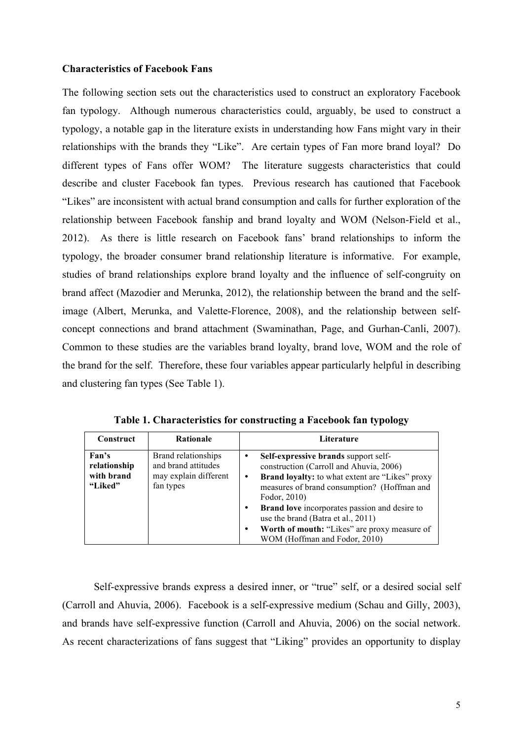**Characteristics of Facebook Fans**

The following section sets out the characteristics used to construct an exploratory Facebook fan typology. Although numerous characteristics could, arguably, be used to construct a typology, a notable gap in the literature exists in understanding how Fans might vary in their relationships with the brands they "Like". Are certain types of Fan more brand loyal? Do different types of Fans offer WOM? The literature suggests characteristics that could describe and cluster Facebook fan types. Previous research has cautioned that Facebook "Likes" are inconsistent with actual brand consumption and calls for further exploration of the relationship between Facebook fanship and brand loyalty and WOM (Nelson-Field et al., 2012). As there is little research on Facebook fans' brand relationships to inform the typology, the broader consumer brand relationship literature is informative. For example, studies of brand relationships explore brand loyalty and the influence of self-congruity on brand affect (Mazodier and Merunka, 2012), the relationship between the brand and the self-image (Albert, Merunka, and Valette-Florence, 2008), and the relationship between self-concept connections and brand attachment (Swaminathan, Page, and Gurhan-Canli, 2007). Common to these studies are the variables brand loyalty, brand love, WOM and the role of the brand for the self. Therefore, these four variables appear particularly helpful in describing and clustering fan types (See Table 1).

**Table 1. Characteristics for constructing a Facebook fan typology**

| Construct | Rationale | Literature |
|---|---|---|
| **Fan's relationship with brand "Liked"** | Brand relationships and brand attitudes may explain different fan types | • **Self-expressive brands** support self-construction (Carroll and Ahuvia, 2006)<br>• **Brand loyalty:** to what extent are "Likes" proxy measures of brand consumption? (Hoffman and Fodor, 2010)<br>• **Brand love** incorporates passion and desire to use the brand (Batra et al., 2011)<br>• **Worth of mouth:** "Likes" are proxy measure of WOM (Hoffman and Fodor, 2010) |

Self-expressive brands express a desired inner, or "true" self, or a desired social self (Carroll and Ahuvia, 2006). Facebook is a self-expressive medium (Schau and Gilly, 2003), and brands have self-expressive function (Carroll and Ahuvia, 2006) on the social network. As recent characterizations of fans suggest that "Liking" provides an opportunity to display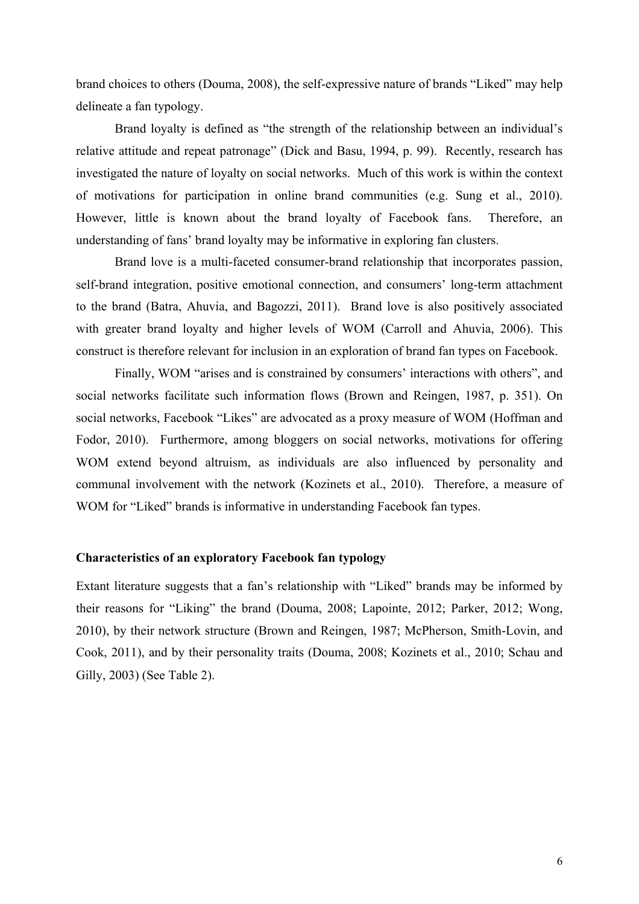brand choices to others (Douma, 2008), the self-expressive nature of brands "Liked" may help delineate a fan typology.

Brand loyalty is defined as "the strength of the relationship between an individual's relative attitude and repeat patronage" (Dick and Basu, 1994, p. 99). Recently, research has investigated the nature of loyalty on social networks. Much of this work is within the context of motivations for participation in online brand communities (e.g. Sung et al., 2010). However, little is known about the brand loyalty of Facebook fans. Therefore, an understanding of fans' brand loyalty may be informative in exploring fan clusters.

Brand love is a multi-faceted consumer-brand relationship that incorporates passion, self-brand integration, positive emotional connection, and consumers' long-term attachment to the brand (Batra, Ahuvia, and Bagozzi, 2011). Brand love is also positively associated with greater brand loyalty and higher levels of WOM (Carroll and Ahuvia, 2006). This construct is therefore relevant for inclusion in an exploration of brand fan types on Facebook.

Finally, WOM "arises and is constrained by consumers' interactions with others", and social networks facilitate such information flows (Brown and Reingen, 1987, p. 351). On social networks, Facebook "Likes" are advocated as a proxy measure of WOM (Hoffman and Fodor, 2010). Furthermore, among bloggers on social networks, motivations for offering WOM extend beyond altruism, as individuals are also influenced by personality and communal involvement with the network (Kozinets et al., 2010). Therefore, a measure of WOM for "Liked" brands is informative in understanding Facebook fan types.

**Characteristics of an exploratory Facebook fan typology**

Extant literature suggests that a fan's relationship with "Liked" brands may be informed by their reasons for "Liking" the brand (Douma, 2008; Lapointe, 2012; Parker, 2012; Wong, 2010), by their network structure (Brown and Reingen, 1987; McPherson, Smith-Lovin, and Cook, 2011), and by their personality traits (Douma, 2008; Kozinets et al., 2010; Schau and Gilly, 2003) (See Table 2).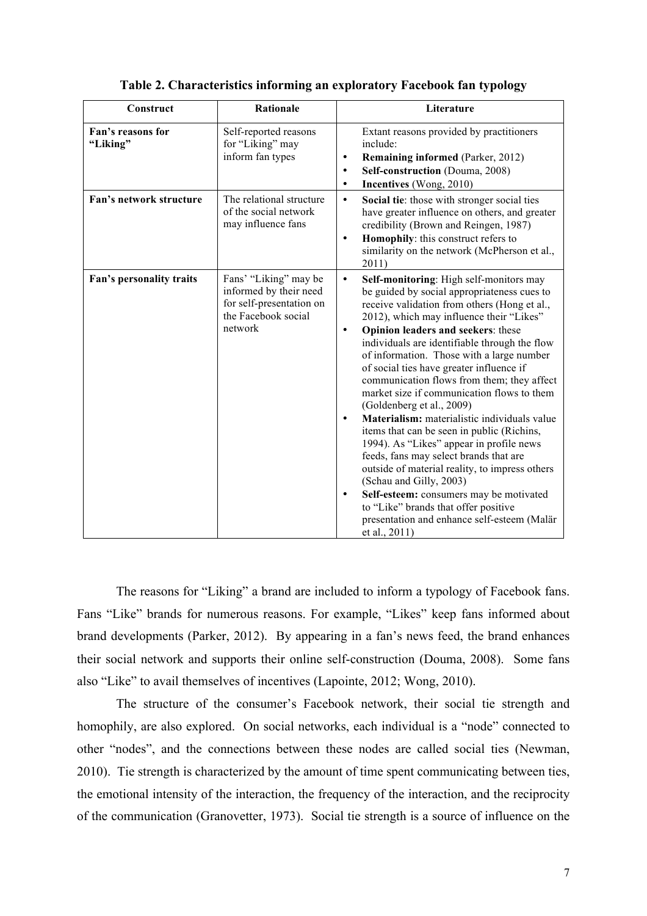**Table 2. Characteristics informing an exploratory Facebook fan typology**

| Construct | Rationale | Literature |
|---|---|---|
| **Fan's reasons for "Liking"** | Self-reported reasons for "Liking" may inform fan types | Extant reasons provided by practitioners include: <br>• **Remaining informed** (Parker, 2012) <br>• **Self-construction** (Douma, 2008) <br>• **Incentives** (Wong, 2010) |
| **Fan's network structure** | The relational structure of the social network may influence fans | • **Social tie**: those with stronger social ties have greater influence on others, and greater credibility (Brown and Reingen, 1987) <br>• **Homophily**: this construct refers to similarity on the network (McPherson et al., 2011) |
| **Fan's personality traits** | Fans' "Liking" may be informed by their need for self-presentation on the Facebook social network | • **Self-monitoring**: High self-monitors may be guided by social appropriateness cues to receive validation from others (Hong et al., 2012), which may influence their "Likes" <br>• **Opinion leaders and seekers**: these individuals are identifiable through the flow of information. Those with a large number of social ties have greater influence if communication flows from them; they affect market size if communication flows to them (Goldenberg et al., 2009) <br>• **Materialism:** materialistic individuals value items that can be seen in public (Richins, 1994). As "Likes" appear in profile news feeds, fans may select brands that are outside of material reality, to impress others (Schau and Gilly, 2003) <br>• **Self-esteem:** consumers may be motivated to "Like" brands that offer positive presentation and enhance self-esteem (Malär et al., 2011) |

The reasons for "Liking" a brand are included to inform a typology of Facebook fans. Fans "Like" brands for numerous reasons. For example, "Likes" keep fans informed about brand developments (Parker, 2012). By appearing in a fan's news feed, the brand enhances their social network and supports their online self-construction (Douma, 2008). Some fans also "Like" to avail themselves of incentives (Lapointe, 2012; Wong, 2010).

The structure of the consumer's Facebook network, their social tie strength and homophily, are also explored. On social networks, each individual is a "node" connected to other "nodes", and the connections between these nodes are called social ties (Newman, 2010). Tie strength is characterized by the amount of time spent communicating between ties, the emotional intensity of the interaction, the frequency of the interaction, and the reciprocity of the communication (Granovetter, 1973). Social tie strength is a source of influence on the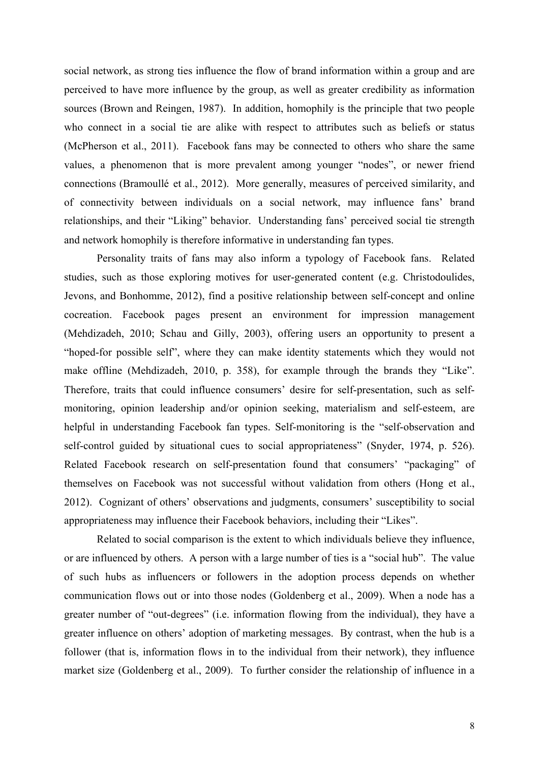social network, as strong ties influence the flow of brand information within a group and are perceived to have more influence by the group, as well as greater credibility as information sources (Brown and Reingen, 1987). In addition, homophily is the principle that two people who connect in a social tie are alike with respect to attributes such as beliefs or status (McPherson et al., 2011). Facebook fans may be connected to others who share the same values, a phenomenon that is more prevalent among younger "nodes", or newer friend connections (Bramoullé et al., 2012). More generally, measures of perceived similarity, and of connectivity between individuals on a social network, may influence fans' brand relationships, and their "Liking" behavior. Understanding fans' perceived social tie strength and network homophily is therefore informative in understanding fan types.

Personality traits of fans may also inform a typology of Facebook fans. Related studies, such as those exploring motives for user-generated content (e.g. Christodoulides, Jevons, and Bonhomme, 2012), find a positive relationship between self-concept and online cocreation. Facebook pages present an environment for impression management (Mehdizadeh, 2010; Schau and Gilly, 2003), offering users an opportunity to present a "hoped-for possible self", where they can make identity statements which they would not make offline (Mehdizadeh, 2010, p. 358), for example through the brands they "Like". Therefore, traits that could influence consumers' desire for self-presentation, such as self-monitoring, opinion leadership and/or opinion seeking, materialism and self-esteem, are helpful in understanding Facebook fan types. Self-monitoring is the "self-observation and self-control guided by situational cues to social appropriateness" (Snyder, 1974, p. 526). Related Facebook research on self-presentation found that consumers' "packaging" of themselves on Facebook was not successful without validation from others (Hong et al., 2012). Cognizant of others' observations and judgments, consumers' susceptibility to social appropriateness may influence their Facebook behaviors, including their "Likes".

Related to social comparison is the extent to which individuals believe they influence, or are influenced by others. A person with a large number of ties is a "social hub". The value of such hubs as influencers or followers in the adoption process depends on whether communication flows out or into those nodes (Goldenberg et al., 2009). When a node has a greater number of "out-degrees" (i.e. information flowing from the individual), they have a greater influence on others' adoption of marketing messages. By contrast, when the hub is a follower (that is, information flows in to the individual from their network), they influence market size (Goldenberg et al., 2009). To further consider the relationship of influence in a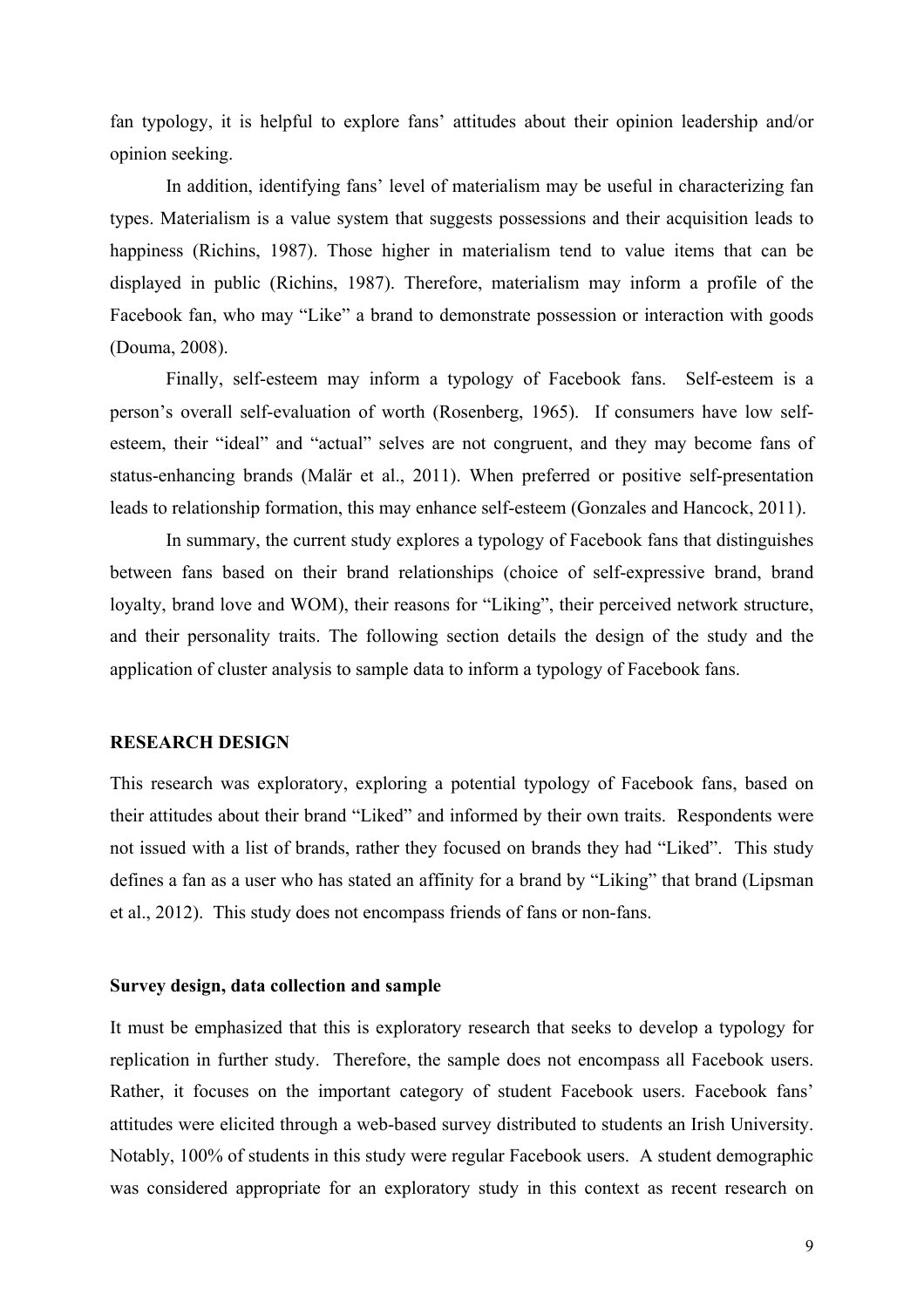fan typology, it is helpful to explore fans' attitudes about their opinion leadership and/or opinion seeking.

In addition, identifying fans' level of materialism may be useful in characterizing fan types. Materialism is a value system that suggests possessions and their acquisition leads to happiness (Richins, 1987). Those higher in materialism tend to value items that can be displayed in public (Richins, 1987). Therefore, materialism may inform a profile of the Facebook fan, who may "Like" a brand to demonstrate possession or interaction with goods (Douma, 2008).

Finally, self-esteem may inform a typology of Facebook fans. Self-esteem is a person's overall self-evaluation of worth (Rosenberg, 1965). If consumers have low self-esteem, their "ideal" and "actual" selves are not congruent, and they may become fans of status-enhancing brands (Malär et al., 2011). When preferred or positive self-presentation leads to relationship formation, this may enhance self-esteem (Gonzales and Hancock, 2011).

In summary, the current study explores a typology of Facebook fans that distinguishes between fans based on their brand relationships (choice of self-expressive brand, brand loyalty, brand love and WOM), their reasons for "Liking", their perceived network structure, and their personality traits. The following section details the design of the study and the application of cluster analysis to sample data to inform a typology of Facebook fans.

## RESEARCH DESIGN

This research was exploratory, exploring a potential typology of Facebook fans, based on their attitudes about their brand "Liked" and informed by their own traits. Respondents were not issued with a list of brands, rather they focused on brands they had "Liked". This study defines a fan as a user who has stated an affinity for a brand by "Liking" that brand (Lipsman et al., 2012). This study does not encompass friends of fans or non-fans.

### Survey design, data collection and sample

It must be emphasized that this is exploratory research that seeks to develop a typology for replication in further study. Therefore, the sample does not encompass all Facebook users. Rather, it focuses on the important category of student Facebook users. Facebook fans' attitudes were elicited through a web-based survey distributed to students an Irish University. Notably, 100% of students in this study were regular Facebook users. A student demographic was considered appropriate for an exploratory study in this context as recent research on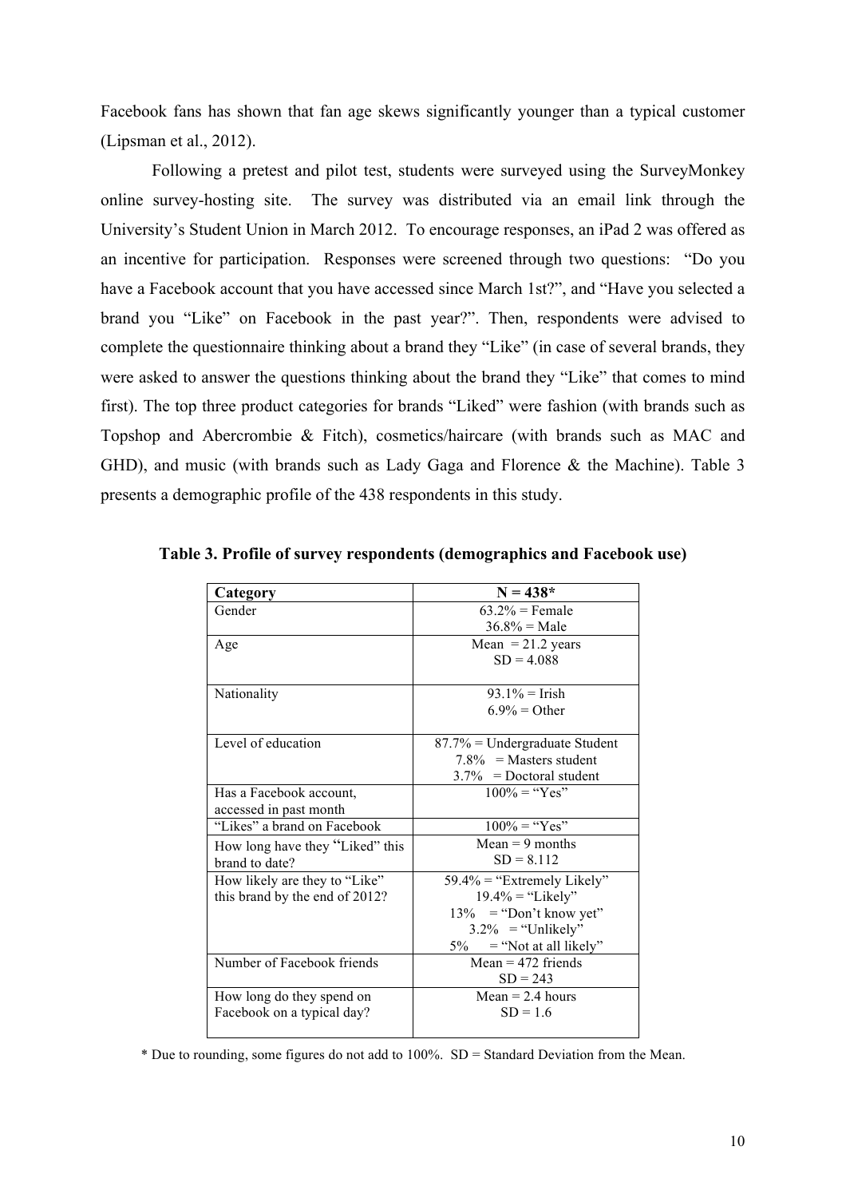Facebook fans has shown that fan age skews significantly younger than a typical customer (Lipsman et al., 2012).

Following a pretest and pilot test, students were surveyed using the SurveyMonkey online survey-hosting site. The survey was distributed via an email link through the University's Student Union in March 2012. To encourage responses, an iPad 2 was offered as an incentive for participation. Responses were screened through two questions: "Do you have a Facebook account that you have accessed since March 1st?", and "Have you selected a brand you "Like" on Facebook in the past year?". Then, respondents were advised to complete the questionnaire thinking about a brand they "Like" (in case of several brands, they were asked to answer the questions thinking about the brand they "Like" that comes to mind first). The top three product categories for brands "Liked" were fashion (with brands such as Topshop and Abercrombie & Fitch), cosmetics/haircare (with brands such as MAC and GHD), and music (with brands such as Lady Gaga and Florence & the Machine). Table 3 presents a demographic profile of the 438 respondents in this study.

**Table 3. Profile of survey respondents (demographics and Facebook use)**

| Category | N = 438* |
|---|---|
| Gender | 63.2% = Female<br>36.8% = Male |
| Age | Mean = 21.2 years<br>SD = 4.088 |
| Nationality | 93.1% = Irish<br>6.9% = Other |
| Level of education | 87.7% = Undergraduate Student<br>7.8% = Masters student<br>3.7% = Doctoral student |
| Has a Facebook account, accessed in past month | 100% = "Yes" |
| "Likes" a brand on Facebook | 100% = "Yes" |
| How long have they "Liked" this brand to date? | Mean = 9 months<br>SD = 8.112 |
| How likely are they to "Like" this brand by the end of 2012? | 59.4% = "Extremely Likely"<br>19.4% = "Likely"<br>13% = "Don't know yet"<br>3.2% = "Unlikely"<br>5% = "Not at all likely" |
| Number of Facebook friends | Mean = 472 friends<br>SD = 243 |
| How long do they spend on Facebook on a typical day? | Mean = 2.4 hours<br>SD = 1.6 |

\* Due to rounding, some figures do not add to 100%. SD = Standard Deviation from the Mean.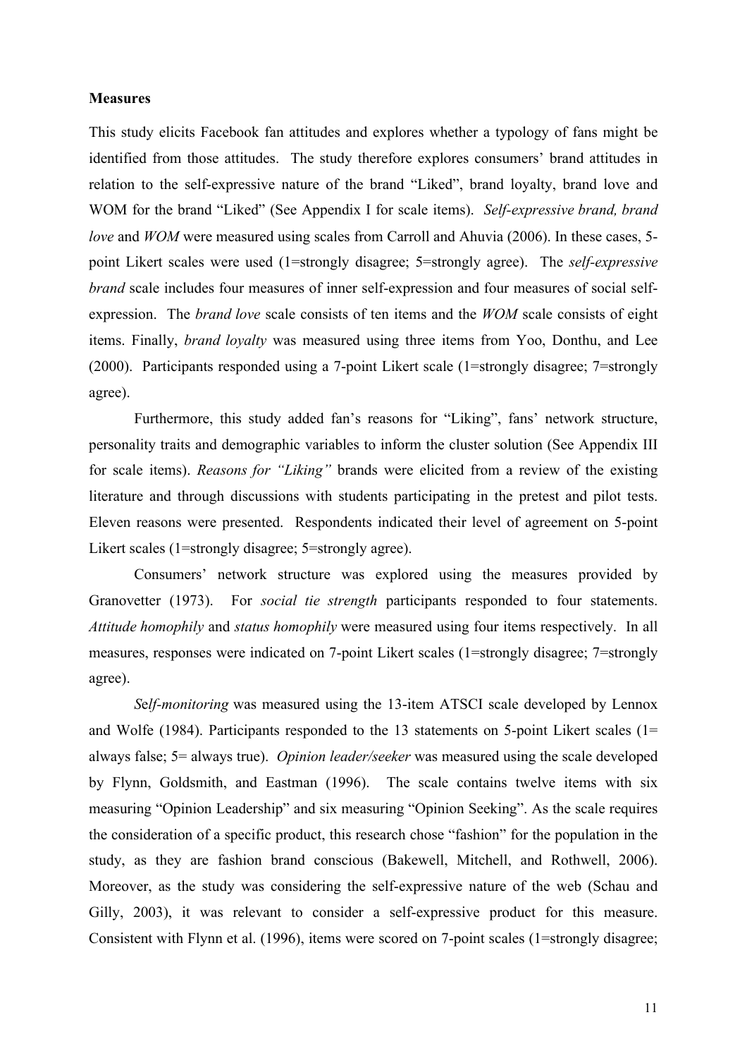**Measures**

This study elicits Facebook fan attitudes and explores whether a typology of fans might be identified from those attitudes. The study therefore explores consumers' brand attitudes in relation to the self-expressive nature of the brand "Liked", brand loyalty, brand love and WOM for the brand "Liked" (See Appendix I for scale items). *Self-expressive brand, brand love* and *WOM* were measured using scales from Carroll and Ahuvia (2006). In these cases, 5-point Likert scales were used (1=strongly disagree; 5=strongly agree). The *self-expressive brand* scale includes four measures of inner self-expression and four measures of social self-expression. The *brand love* scale consists of ten items and the *WOM* scale consists of eight items. Finally, *brand loyalty* was measured using three items from Yoo, Donthu, and Lee (2000). Participants responded using a 7-point Likert scale (1=strongly disagree; 7=strongly agree).

Furthermore, this study added fan's reasons for "Liking", fans' network structure, personality traits and demographic variables to inform the cluster solution (See Appendix III for scale items). *Reasons for "Liking"* brands were elicited from a review of the existing literature and through discussions with students participating in the pretest and pilot tests. Eleven reasons were presented. Respondents indicated their level of agreement on 5-point Likert scales (1=strongly disagree; 5=strongly agree).

Consumers' network structure was explored using the measures provided by Granovetter (1973). For *social tie strength* participants responded to four statements. *Attitude homophily* and *status homophily* were measured using four items respectively. In all measures, responses were indicated on 7-point Likert scales (1=strongly disagree; 7=strongly agree).

*Self-monitoring* was measured using the 13-item ATSCI scale developed by Lennox and Wolfe (1984). Participants responded to the 13 statements on 5-point Likert scales (1= always false; 5= always true). *Opinion leader/seeker* was measured using the scale developed by Flynn, Goldsmith, and Eastman (1996). The scale contains twelve items with six measuring "Opinion Leadership" and six measuring "Opinion Seeking". As the scale requires the consideration of a specific product, this research chose "fashion" for the population in the study, as they are fashion brand conscious (Bakewell, Mitchell, and Rothwell, 2006). Moreover, as the study was considering the self-expressive nature of the web (Schau and Gilly, 2003), it was relevant to consider a self-expressive product for this measure. Consistent with Flynn et al. (1996), items were scored on 7-point scales (1=strongly disagree;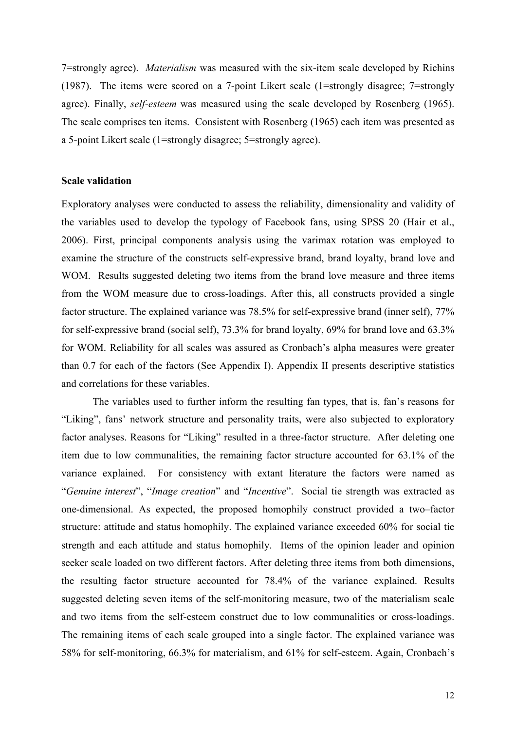7=strongly agree). *Materialism* was measured with the six-item scale developed by Richins (1987). The items were scored on a 7-point Likert scale (1=strongly disagree; 7=strongly agree). Finally, *self-esteem* was measured using the scale developed by Rosenberg (1965). The scale comprises ten items. Consistent with Rosenberg (1965) each item was presented as a 5-point Likert scale (1=strongly disagree; 5=strongly agree).

**Scale validation**

Exploratory analyses were conducted to assess the reliability, dimensionality and validity of the variables used to develop the typology of Facebook fans, using SPSS 20 (Hair et al., 2006). First, principal components analysis using the varimax rotation was employed to examine the structure of the constructs self-expressive brand, brand loyalty, brand love and WOM. Results suggested deleting two items from the brand love measure and three items from the WOM measure due to cross-loadings. After this, all constructs provided a single factor structure. The explained variance was 78.5% for self-expressive brand (inner self), 77% for self-expressive brand (social self), 73.3% for brand loyalty, 69% for brand love and 63.3% for WOM. Reliability for all scales was assured as Cronbach's alpha measures were greater than 0.7 for each of the factors (See Appendix I). Appendix II presents descriptive statistics and correlations for these variables.

The variables used to further inform the resulting fan types, that is, fan's reasons for "Liking", fans' network structure and personality traits, were also subjected to exploratory factor analyses. Reasons for "Liking" resulted in a three-factor structure. After deleting one item due to low communalities, the remaining factor structure accounted for 63.1% of the variance explained. For consistency with extant literature the factors were named as "*Genuine interest*", "*Image creation*" and "*Incentive*". Social tie strength was extracted as one-dimensional. As expected, the proposed homophily construct provided a two–factor structure: attitude and status homophily. The explained variance exceeded 60% for social tie strength and each attitude and status homophily. Items of the opinion leader and opinion seeker scale loaded on two different factors. After deleting three items from both dimensions, the resulting factor structure accounted for 78.4% of the variance explained. Results suggested deleting seven items of the self-monitoring measure, two of the materialism scale and two items from the self-esteem construct due to low communalities or cross-loadings. The remaining items of each scale grouped into a single factor. The explained variance was 58% for self-monitoring, 66.3% for materialism, and 61% for self-esteem. Again, Cronbach's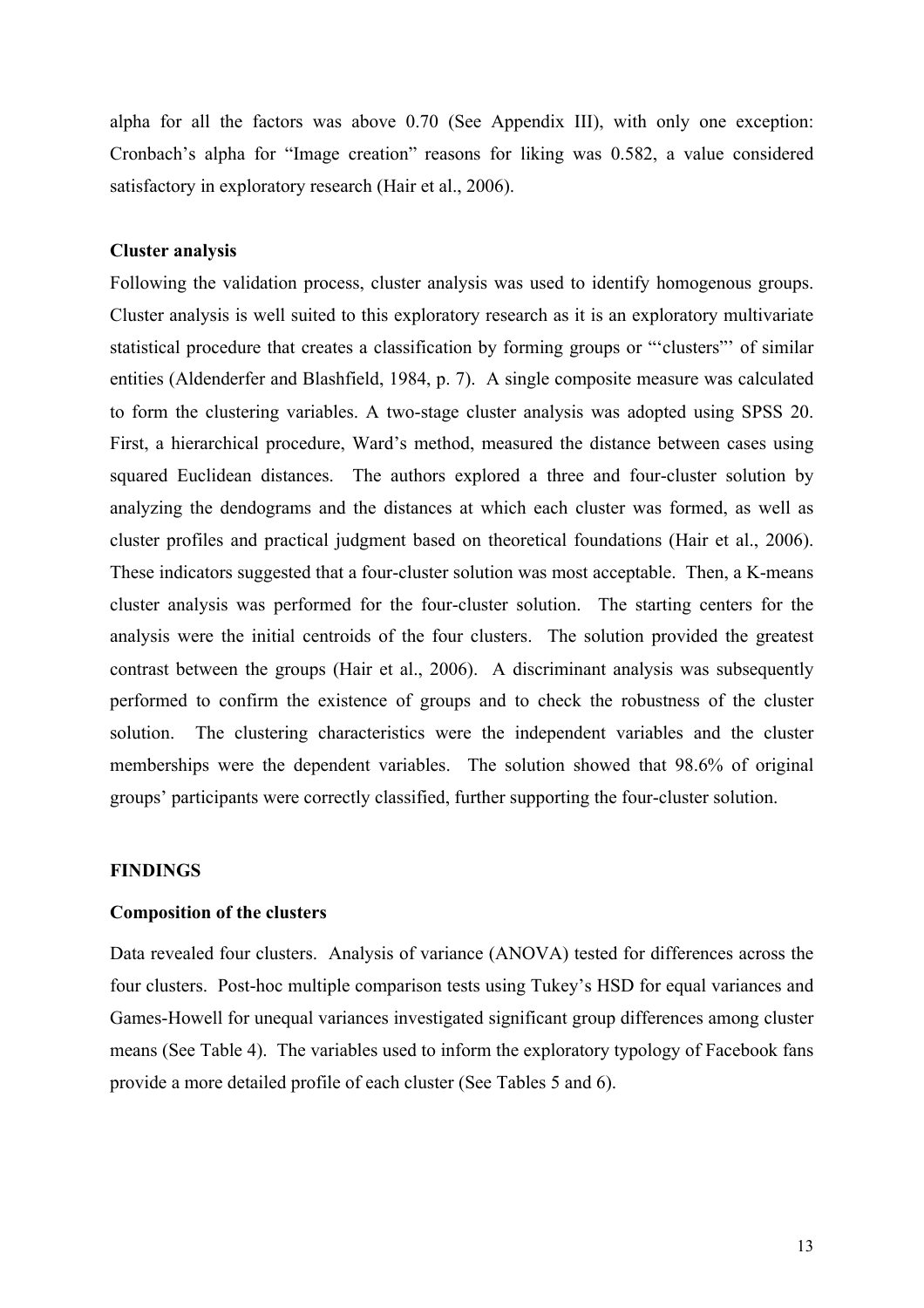alpha for all the factors was above 0.70 (See Appendix III), with only one exception: Cronbach's alpha for "Image creation" reasons for liking was 0.582, a value considered satisfactory in exploratory research (Hair et al., 2006).

**Cluster analysis**

Following the validation process, cluster analysis was used to identify homogenous groups. Cluster analysis is well suited to this exploratory research as it is an exploratory multivariate statistical procedure that creates a classification by forming groups or "'clusters"' of similar entities (Aldenderfer and Blashfield, 1984, p. 7). A single composite measure was calculated to form the clustering variables. A two-stage cluster analysis was adopted using SPSS 20. First, a hierarchical procedure, Ward's method, measured the distance between cases using squared Euclidean distances. The authors explored a three and four-cluster solution by analyzing the dendograms and the distances at which each cluster was formed, as well as cluster profiles and practical judgment based on theoretical foundations (Hair et al., 2006). These indicators suggested that a four-cluster solution was most acceptable. Then, a K-means cluster analysis was performed for the four-cluster solution. The starting centers for the analysis were the initial centroids of the four clusters. The solution provided the greatest contrast between the groups (Hair et al., 2006). A discriminant analysis was subsequently performed to confirm the existence of groups and to check the robustness of the cluster solution. The clustering characteristics were the independent variables and the cluster memberships were the dependent variables. The solution showed that 98.6% of original groups' participants were correctly classified, further supporting the four-cluster solution.

## FINDINGS

**Composition of the clusters**

Data revealed four clusters. Analysis of variance (ANOVA) tested for differences across the four clusters. Post-hoc multiple comparison tests using Tukey's HSD for equal variances and Games-Howell for unequal variances investigated significant group differences among cluster means (See Table 4). The variables used to inform the exploratory typology of Facebook fans provide a more detailed profile of each cluster (See Tables 5 and 6).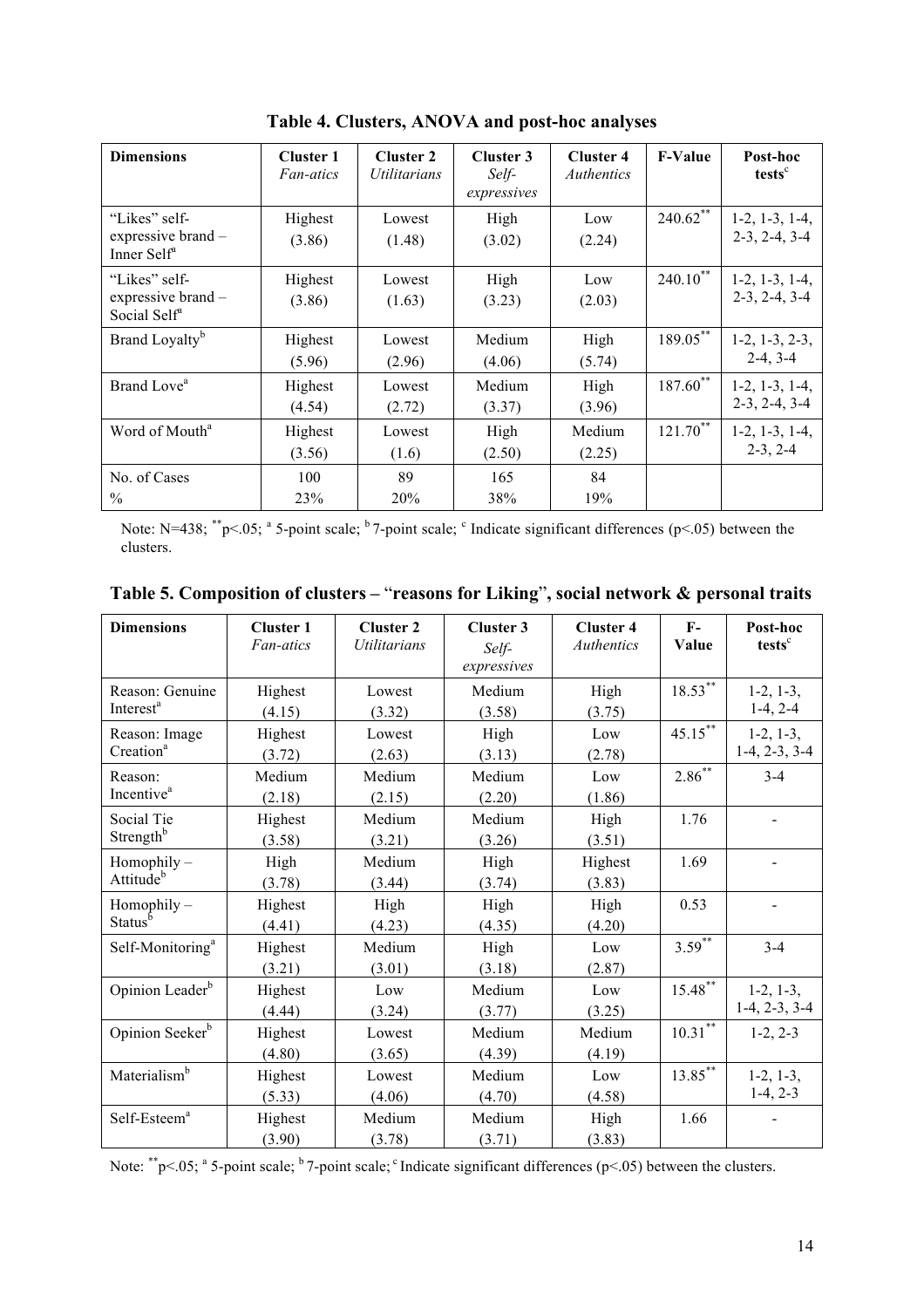**Table 4. Clusters, ANOVA and post-hoc analyses**

| Dimensions | Cluster 1 *Fan-atics* | Cluster 2 *Utilitarians* | Cluster 3 *Self-expressives* | Cluster 4 *Authentics* | F-Value | Post-hoc tests[c] |
|---|---|---|---|---|---|---|
| "Likes" self-expressive brand – Inner Self[a] | Highest (3.86) | Lowest (1.48) | High (3.02) | Low (2.24) | 240.62[**] | 1-2, 1-3, 1-4, 2-3, 2-4, 3-4 |
| "Likes" self-expressive brand – Social Self[a] | Highest (3.86) | Lowest (1.63) | High (3.23) | Low (2.03) | 240.10[**] | 1-2, 1-3, 1-4, 2-3, 2-4, 3-4 |
| Brand Loyalty[b] | Highest (5.96) | Lowest (2.96) | Medium (4.06) | High (5.74) | 189.05[**] | 1-2, 1-3, 2-3, 2-4, 3-4 |
| Brand Love[a] | Highest (4.54) | Lowest (2.72) | Medium (3.37) | High (3.96) | 187.60[**] | 1-2, 1-3, 1-4, 2-3, 2-4, 3-4 |
| Word of Mouth[a] | Highest (3.56) | Lowest (1.6) | High (2.50) | Medium (2.25) | 121.70[**] | 1-2, 1-3, 1-4, 2-3, 2-4 |
| No. of Cases % | 100 23% | 89 20% | 165 38% | 84 19% | | |

Note: N=438; [**]p<.05; [a] 5-point scale; [b] 7-point scale; [c] Indicate significant differences (p<.05) between the clusters.

**Table 5. Composition of clusters – "reasons for Liking", social network & personal traits**

| Dimensions | Cluster 1 *Fan-atics* | Cluster 2 *Utilitarians* | Cluster 3 *Self-expressives* | Cluster 4 *Authentics* | F-Value | Post-hoc tests[c] |
|---|---|---|---|---|---|---|
| Reason: Genuine Interest[a] | Highest (4.15) | Lowest (3.32) | Medium (3.58) | High (3.75) | 18.53[**] | 1-2, 1-3, 1-4, 2-4 |
| Reason: Image Creation[a] | Highest (3.72) | Lowest (2.63) | High (3.13) | Low (2.78) | 45.15[**] | 1-2, 1-3, 1-4, 2-3, 3-4 |
| Reason: Incentive[a] | Medium (2.18) | Medium (2.15) | Medium (2.20) | Low (1.86) | 2.86[**] | 3-4 |
| Social Tie Strength[b] | Highest (3.58) | Medium (3.21) | Medium (3.26) | High (3.51) | 1.76 | - |
| Homophily – Attitude[b] | High (3.78) | Medium (3.44) | High (3.74) | Highest (3.83) | 1.69 | - |
| Homophily – Status[b] | Highest (4.41) | High (4.23) | High (4.35) | High (4.20) | 0.53 | - |
| Self-Monitoring[a] | Highest (3.21) | Medium (3.01) | High (3.18) | Low (2.87) | 3.59[**] | 3-4 |
| Opinion Leader[b] | Highest (4.44) | Low (3.24) | Medium (3.77) | Low (3.25) | 15.48[**] | 1-2, 1-3, 1-4, 2-3, 3-4 |
| Opinion Seeker[b] | Highest (4.80) | Lowest (3.65) | Medium (4.39) | Medium (4.19) | 10.31[**] | 1-2, 2-3 |
| Materialism[b] | Highest (5.33) | Lowest (4.06) | Medium (4.70) | Low (4.58) | 13.85[**] | 1-2, 1-3, 1-4, 2-3 |
| Self-Esteem[a] | Highest (3.90) | Medium (3.78) | Medium (3.71) | High (3.83) | 1.66 | - |

Note: [**]p<.05; [a] 5-point scale; [b] 7-point scale; [c] Indicate significant differences (p<.05) between the clusters.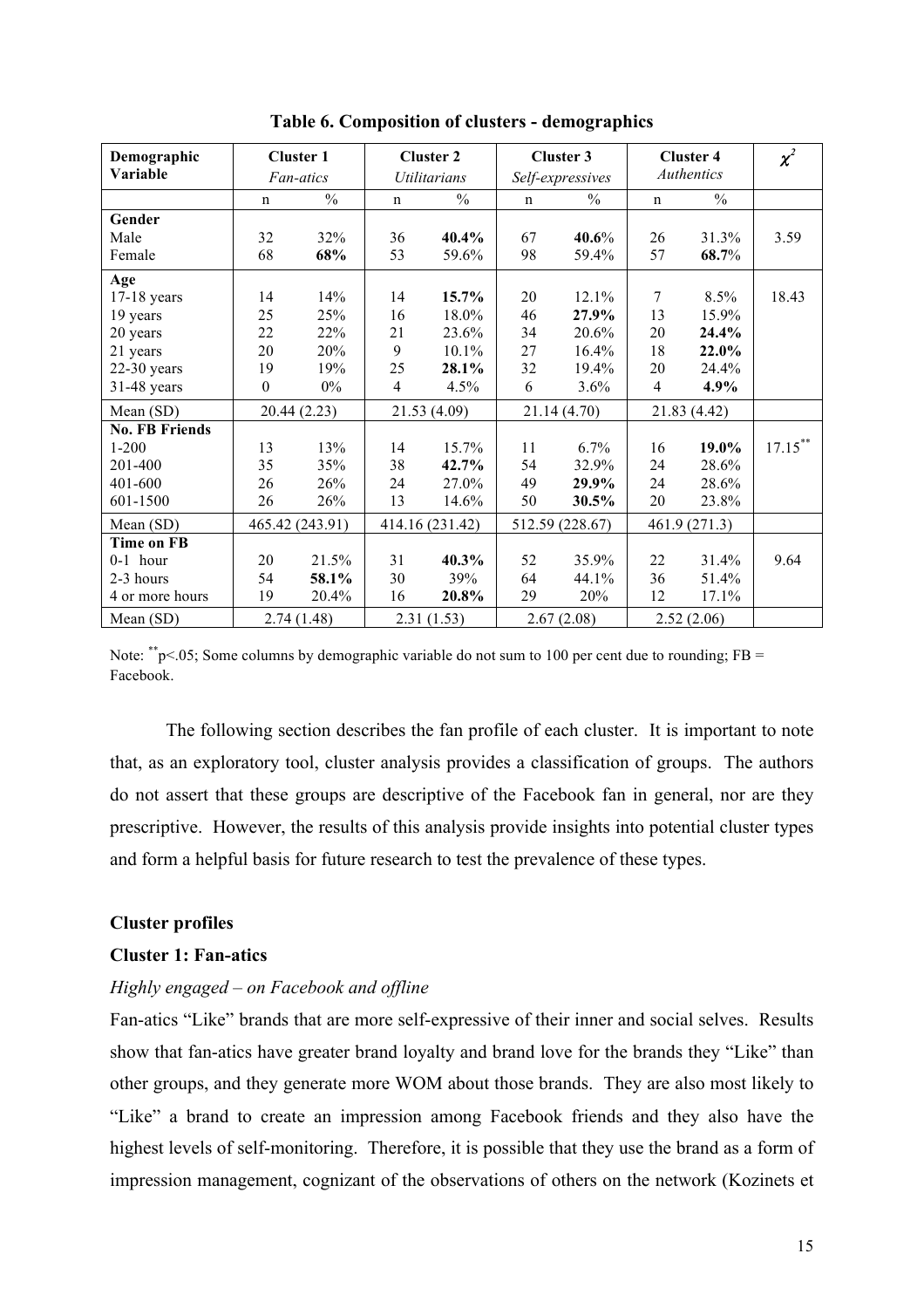**Table 6. Composition of clusters - demographics**

| Demographic Variable | Cluster 1 *Fan-atics* | | Cluster 2 *Utilitarians* | | Cluster 3 *Self-expressives* | | Cluster 4 *Authentics* | | $\chi^2$ |
|---|---|---|---|---|---|---|---|---|---|
| | n | % | n | % | n | % | n | % | |
| **Gender** | | | | | | | | | |
| Male | 32 | 32% | 36 | **40.4%** | 67 | **40.6**% | 26 | 31.3% | 3.59 |
| Female | 68 | **68%** | 53 | 59.6% | 98 | 59.4% | 57 | **68.7**% | |
| **Age** | | | | | | | | | |
| 17-18 years | 14 | 14% | 14 | **15.7%** | 20 | 12.1% | 7 | 8.5% | 18.43 |
| 19 years | 25 | 25% | 16 | 18.0% | 46 | **27.9%** | 13 | 15.9% | |
| 20 years | 22 | 22% | 21 | 23.6% | 34 | 20.6% | 20 | **24.4%** | |
| 21 years | 20 | 20% | 9 | 10.1% | 27 | 16.4% | 18 | **22.0%** | |
| 22-30 years | 19 | 19% | 25 | **28.1%** | 32 | 19.4% | 20 | 24.4% | |
| 31-48 years | 0 | 0% | 4 | 4.5% | 6 | 3.6% | 4 | **4.9%** | |
| Mean (SD) | 20.44 (2.23) | | 21.53 (4.09) | | 21.14 (4.70) | | 21.83 (4.42) | | |
| **No. FB Friends** | | | | | | | | | |
| 1-200 | 13 | 13% | 14 | 15.7% | 11 | 6.7% | 16 | **19.0%** | $17.15^{**}$ |
| 201-400 | 35 | 35% | 38 | **42.7%** | 54 | 32.9% | 24 | 28.6% | |
| 401-600 | 26 | 26% | 24 | 27.0% | 49 | **29.9%** | 24 | 28.6% | |
| 601-1500 | 26 | 26% | 13 | 14.6% | 50 | **30.5%** | 20 | 23.8% | |
| Mean (SD) | 465.42 (243.91) | | 414.16 (231.42) | | 512.59 (228.67) | | 461.9 (271.3) | | |
| **Time on FB** | | | | | | | | | |
| 0-1 hour | 20 | 21.5% | 31 | **40.3%** | 52 | 35.9% | 22 | 31.4% | 9.64 |
| 2-3 hours | 54 | **58.1%** | 30 | 39% | 64 | 44.1% | 36 | 51.4% | |
| 4 or more hours | 19 | 20.4% | 16 | **20.8%** | 29 | 20% | 12 | 17.1% | |
| Mean (SD) | 2.74 (1.48) | | 2.31 (1.53) | | 2.67 (2.08) | | 2.52 (2.06) | | |

Note: $^{**}p<.05$; Some columns by demographic variable do not sum to 100 per cent due to rounding; FB = Facebook.

The following section describes the fan profile of each cluster. It is important to note that, as an exploratory tool, cluster analysis provides a classification of groups. The authors do not assert that these groups are descriptive of the Facebook fan in general, nor are they prescriptive. However, the results of this analysis provide insights into potential cluster types and form a helpful basis for future research to test the prevalence of these types.

### Cluster profiles

### Cluster 1: Fan-atics

*Highly engaged – on Facebook and offline*

Fan-atics "Like" brands that are more self-expressive of their inner and social selves. Results show that fan-atics have greater brand loyalty and brand love for the brands they "Like" than other groups, and they generate more WOM about those brands. They are also most likely to "Like" a brand to create an impression among Facebook friends and they also have the highest levels of self-monitoring. Therefore, it is possible that they use the brand as a form of impression management, cognizant of the observations of others on the network (Kozinets et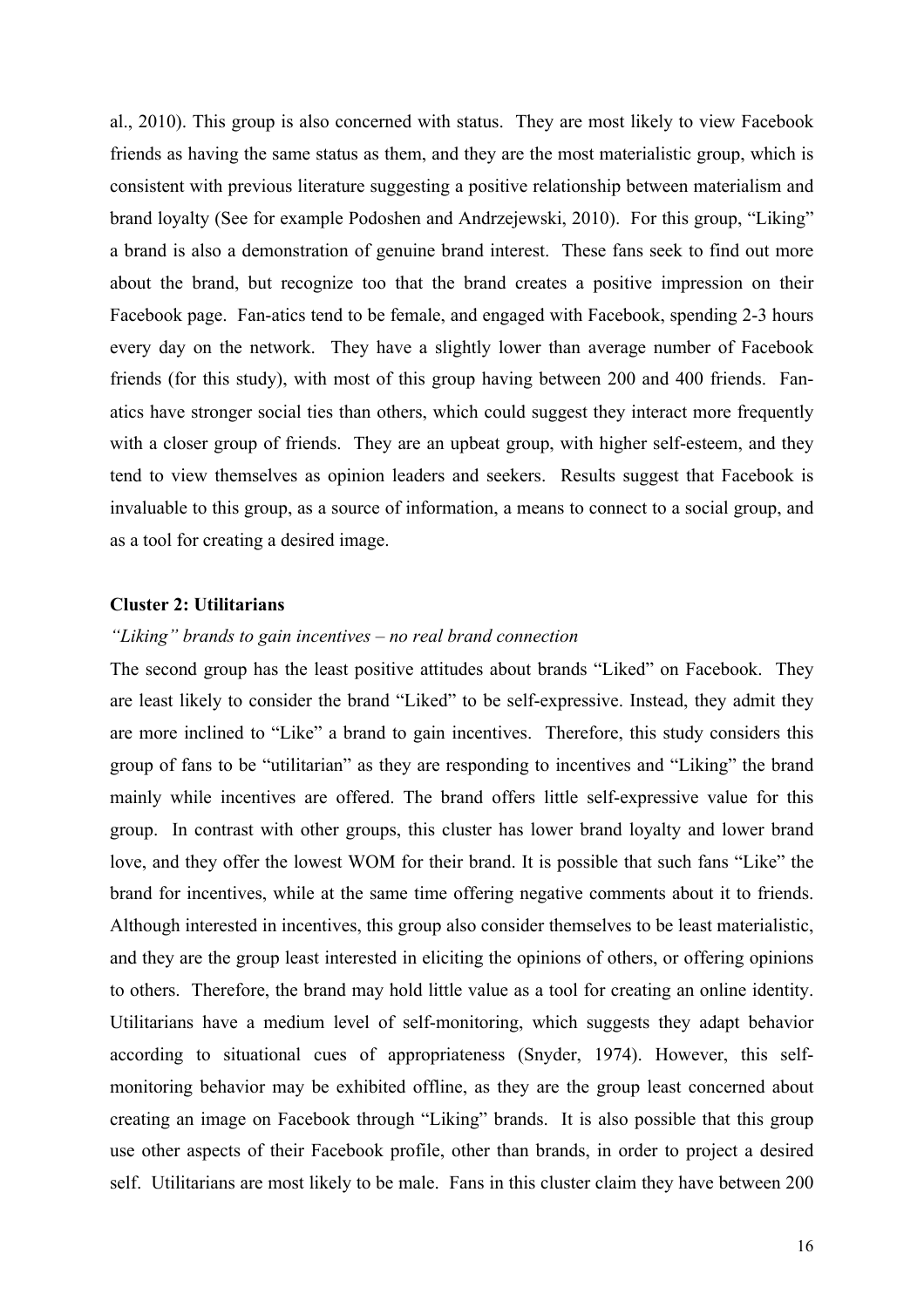al., 2010). This group is also concerned with status. They are most likely to view Facebook friends as having the same status as them, and they are the most materialistic group, which is consistent with previous literature suggesting a positive relationship between materialism and brand loyalty (See for example Podoshen and Andrzejewski, 2010). For this group, "Liking" a brand is also a demonstration of genuine brand interest. These fans seek to find out more about the brand, but recognize too that the brand creates a positive impression on their Facebook page. Fan-atics tend to be female, and engaged with Facebook, spending 2-3 hours every day on the network. They have a slightly lower than average number of Facebook friends (for this study), with most of this group having between 200 and 400 friends. Fan-atics have stronger social ties than others, which could suggest they interact more frequently with a closer group of friends. They are an upbeat group, with higher self-esteem, and they tend to view themselves as opinion leaders and seekers. Results suggest that Facebook is invaluable to this group, as a source of information, a means to connect to a social group, and as a tool for creating a desired image.

**Cluster 2: Utilitarians**

*"Liking" brands to gain incentives – no real brand connection*

The second group has the least positive attitudes about brands "Liked" on Facebook. They are least likely to consider the brand "Liked" to be self-expressive. Instead, they admit they are more inclined to "Like" a brand to gain incentives. Therefore, this study considers this group of fans to be "utilitarian" as they are responding to incentives and "Liking" the brand mainly while incentives are offered. The brand offers little self-expressive value for this group. In contrast with other groups, this cluster has lower brand loyalty and lower brand love, and they offer the lowest WOM for their brand. It is possible that such fans "Like" the brand for incentives, while at the same time offering negative comments about it to friends. Although interested in incentives, this group also consider themselves to be least materialistic, and they are the group least interested in eliciting the opinions of others, or offering opinions to others. Therefore, the brand may hold little value as a tool for creating an online identity. Utilitarians have a medium level of self-monitoring, which suggests they adapt behavior according to situational cues of appropriateness (Snyder, 1974). However, this self-monitoring behavior may be exhibited offline, as they are the group least concerned about creating an image on Facebook through "Liking" brands. It is also possible that this group use other aspects of their Facebook profile, other than brands, in order to project a desired self. Utilitarians are most likely to be male. Fans in this cluster claim they have between 200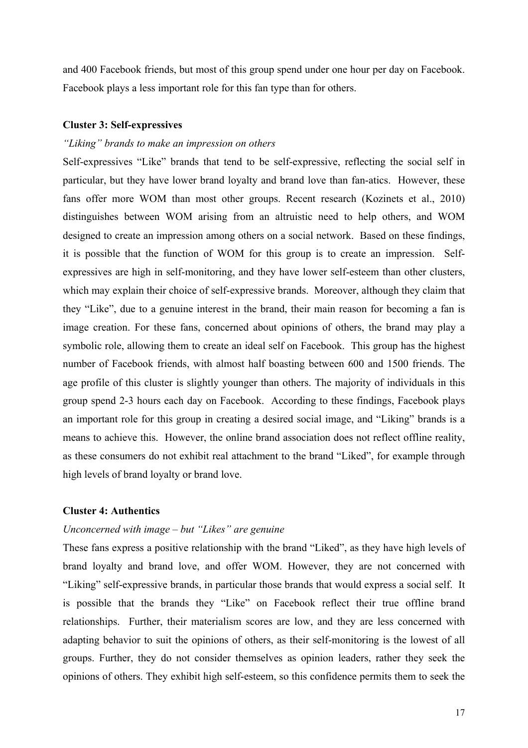and 400 Facebook friends, but most of this group spend under one hour per day on Facebook. Facebook plays a less important role for this fan type than for others.

**Cluster 3: Self-expressives**

*"Liking" brands to make an impression on others*

Self-expressives "Like" brands that tend to be self-expressive, reflecting the social self in particular, but they have lower brand loyalty and brand love than fan-atics. However, these fans offer more WOM than most other groups. Recent research (Kozinets et al., 2010) distinguishes between WOM arising from an altruistic need to help others, and WOM designed to create an impression among others on a social network. Based on these findings, it is possible that the function of WOM for this group is to create an impression. Self-expressives are high in self-monitoring, and they have lower self-esteem than other clusters, which may explain their choice of self-expressive brands. Moreover, although they claim that they "Like", due to a genuine interest in the brand, their main reason for becoming a fan is image creation. For these fans, concerned about opinions of others, the brand may play a symbolic role, allowing them to create an ideal self on Facebook. This group has the highest number of Facebook friends, with almost half boasting between 600 and 1500 friends. The age profile of this cluster is slightly younger than others. The majority of individuals in this group spend 2-3 hours each day on Facebook. According to these findings, Facebook plays an important role for this group in creating a desired social image, and "Liking" brands is a means to achieve this. However, the online brand association does not reflect offline reality, as these consumers do not exhibit real attachment to the brand "Liked", for example through high levels of brand loyalty or brand love.

**Cluster 4: Authentics**

*Unconcerned with image – but "Likes" are genuine*

These fans express a positive relationship with the brand "Liked", as they have high levels of brand loyalty and brand love, and offer WOM. However, they are not concerned with "Liking" self-expressive brands, in particular those brands that would express a social self. It is possible that the brands they "Like" on Facebook reflect their true offline brand relationships. Further, their materialism scores are low, and they are less concerned with adapting behavior to suit the opinions of others, as their self-monitoring is the lowest of all groups. Further, they do not consider themselves as opinion leaders, rather they seek the opinions of others. They exhibit high self-esteem, so this confidence permits them to seek the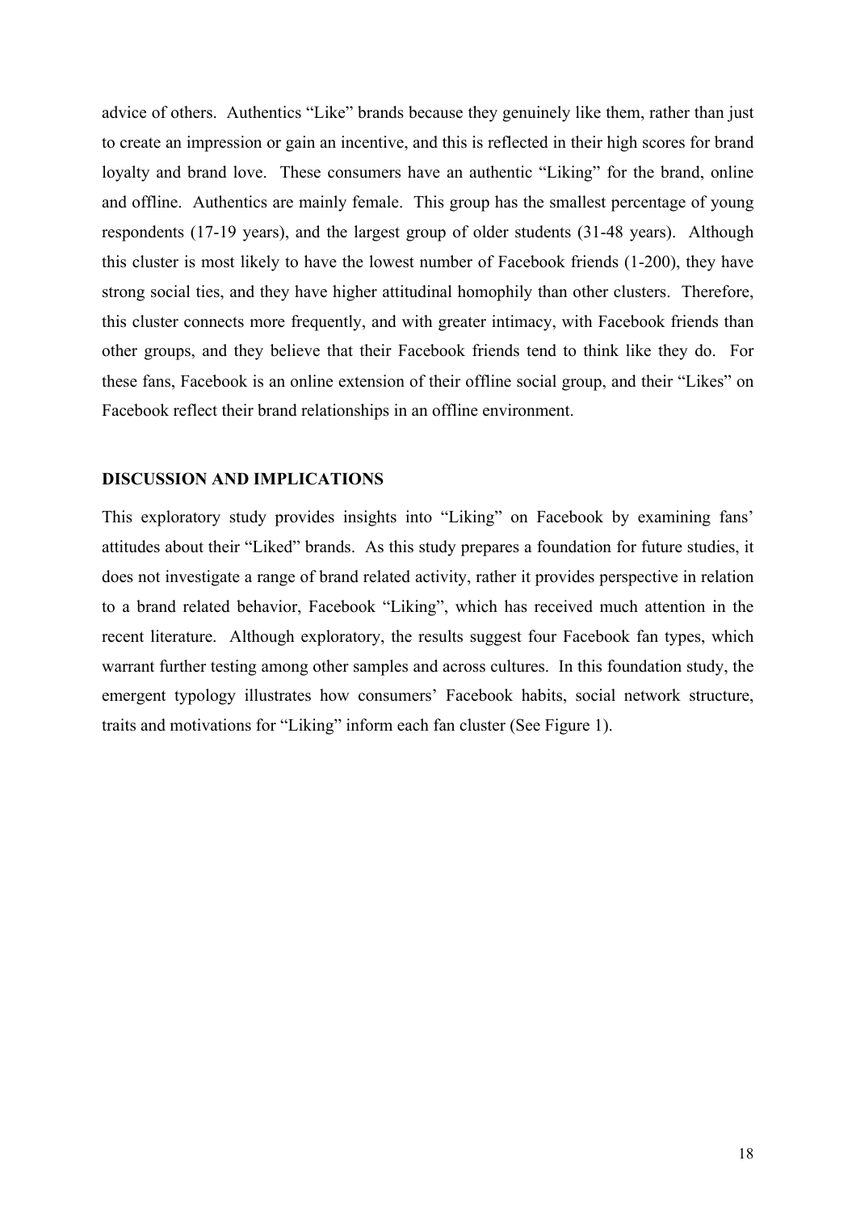advice of others. Authentics "Like" brands because they genuinely like them, rather than just to create an impression or gain an incentive, and this is reflected in their high scores for brand loyalty and brand love. These consumers have an authentic "Liking" for the brand, online and offline. Authentics are mainly female. This group has the smallest percentage of young respondents (17-19 years), and the largest group of older students (31-48 years). Although this cluster is most likely to have the lowest number of Facebook friends (1-200), they have strong social ties, and they have higher attitudinal homophily than other clusters. Therefore, this cluster connects more frequently, and with greater intimacy, with Facebook friends than other groups, and they believe that their Facebook friends tend to think like they do. For these fans, Facebook is an online extension of their offline social group, and their "Likes" on Facebook reflect their brand relationships in an offline environment.

## DISCUSSION AND IMPLICATIONS

This exploratory study provides insights into "Liking" on Facebook by examining fans' attitudes about their "Liked" brands. As this study prepares a foundation for future studies, it does not investigate a range of brand related activity, rather it provides perspective in relation to a brand related behavior, Facebook "Liking", which has received much attention in the recent literature. Although exploratory, the results suggest four Facebook fan types, which warrant further testing among other samples and across cultures. In this foundation study, the emergent typology illustrates how consumers' Facebook habits, social network structure, traits and motivations for "Liking" inform each fan cluster (See Figure 1).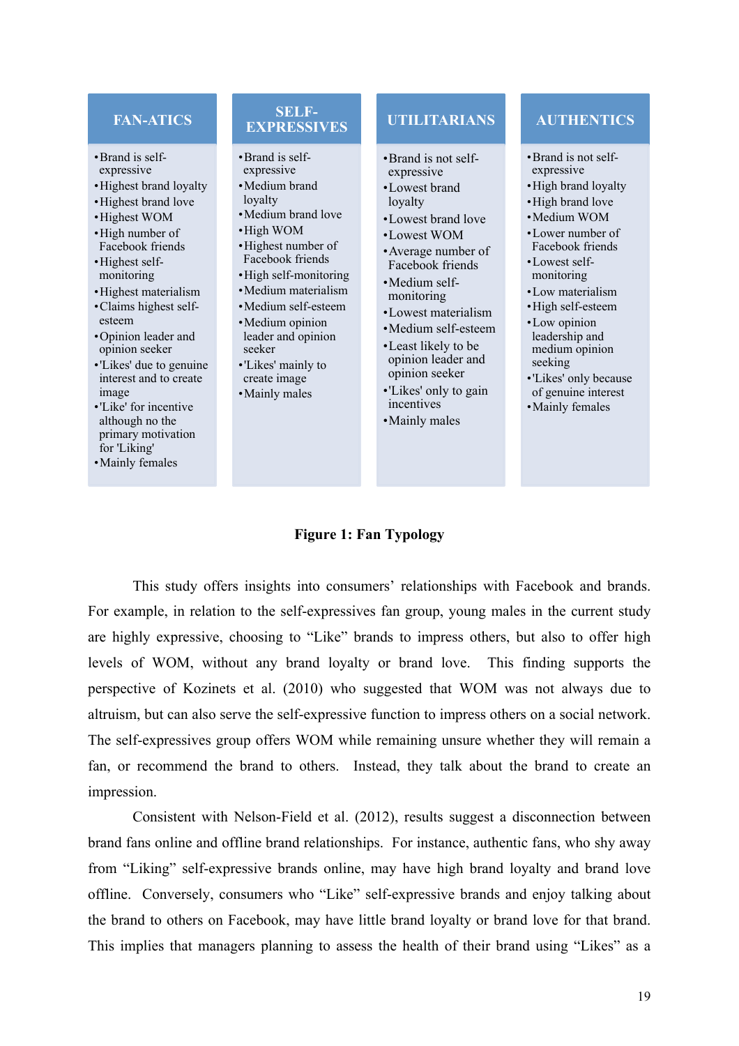| FAN-ATICS | SELF-EXPRESSIVES | UTILITARIANS | AUTHENTICS |
| --- | --- | --- | --- |
| • Brand is self-expressive<br>• Highest brand loyalty<br>• Highest brand love<br>• Highest WOM<br>• High number of Facebook friends<br>• Highest self-monitoring<br>• Highest materialism<br>• Claims highest self-esteem<br>• Opinion leader and opinion seeker<br>• 'Likes' due to genuine interest and to create image<br>• 'Like' for incentive although no the primary motivation for 'Liking'<br>• Mainly females | • Brand is self-expressive<br>• Medium brand loyalty<br>• Medium brand love<br>• High WOM<br>• Highest number of Facebook friends<br>• High self-monitoring<br>• Medium materialism<br>• Medium self-esteem<br>• Medium opinion leader and opinion seeker<br>• 'Likes' mainly to create image<br>• Mainly males | • Brand is not self-expressive<br>• Lowest brand loyalty<br>• Lowest brand love<br>• Lowest WOM<br>• Average number of Facebook friends<br>• Medium self-monitoring<br>• Lowest materialism<br>• Medium self-esteem<br>• Least likely to be opinion leader and opinion seeker<br>• 'Likes' only to gain incentives<br>• Mainly males | • Brand is not self-expressive<br>• High brand loyalty<br>• High brand love<br>• Medium WOM<br>• Lower number of Facebook friends<br>• Lowest self-monitoring<br>• Low materialism<br>• High self-esteem<br>• Low opinion leadership and medium opinion seeking<br>• 'Likes' only because of genuine interest<br>• Mainly females |

**Figure 1: Fan Typology**

This study offers insights into consumers' relationships with Facebook and brands. For example, in relation to the self-expressives fan group, young males in the current study are highly expressive, choosing to "Like" brands to impress others, but also to offer high levels of WOM, without any brand loyalty or brand love. This finding supports the perspective of Kozinets et al. (2010) who suggested that WOM was not always due to altruism, but can also serve the self-expressive function to impress others on a social network. The self-expressives group offers WOM while remaining unsure whether they will remain a fan, or recommend the brand to others. Instead, they talk about the brand to create an impression.

Consistent with Nelson-Field et al. (2012), results suggest a disconnection between brand fans online and offline brand relationships. For instance, authentic fans, who shy away from "Liking" self-expressive brands online, may have high brand loyalty and brand love offline. Conversely, consumers who "Like" self-expressive brands and enjoy talking about the brand to others on Facebook, may have little brand loyalty or brand love for that brand. This implies that managers planning to assess the health of their brand using "Likes" as a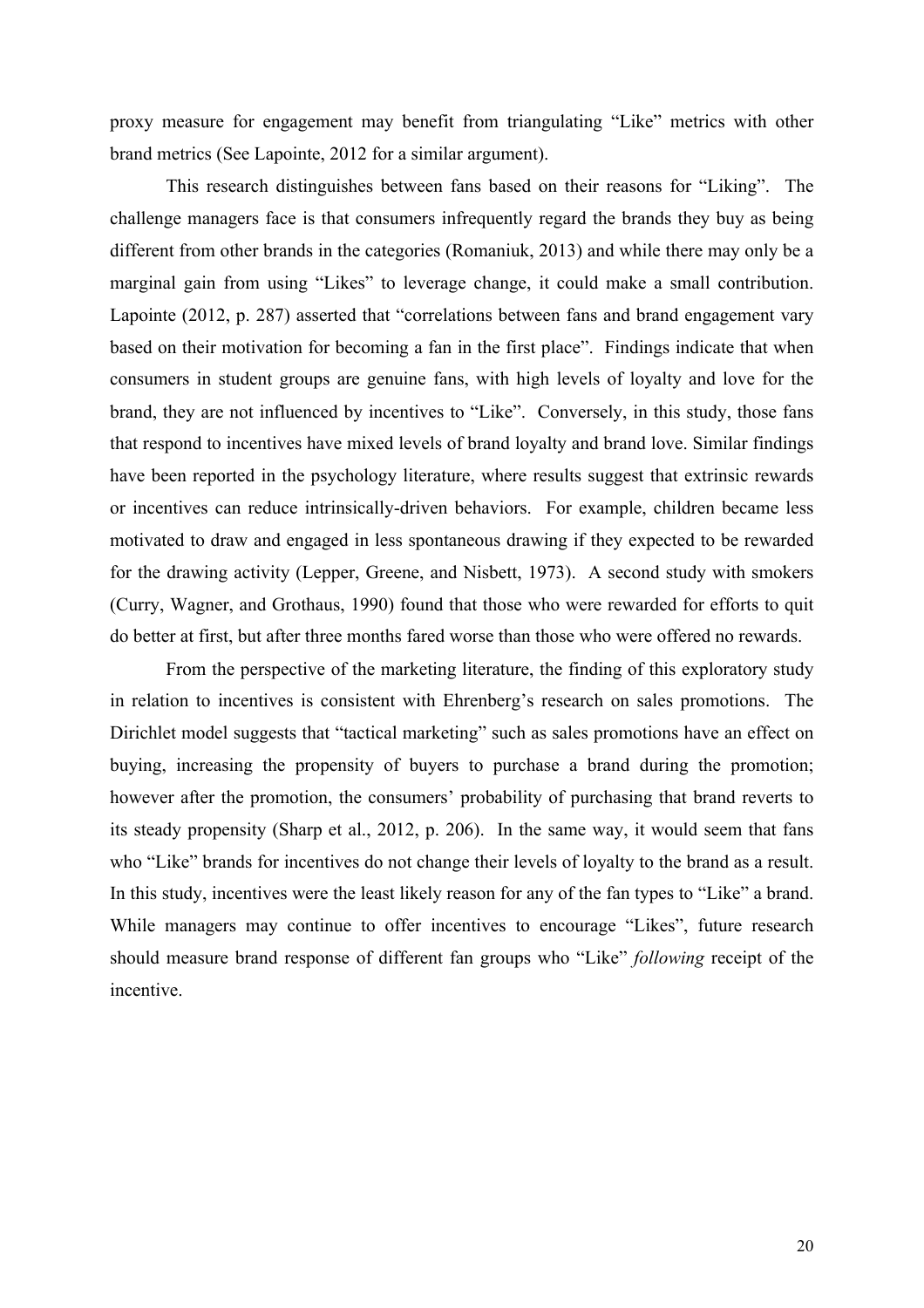proxy measure for engagement may benefit from triangulating "Like" metrics with other brand metrics (See Lapointe, 2012 for a similar argument).

This research distinguishes between fans based on their reasons for "Liking". The challenge managers face is that consumers infrequently regard the brands they buy as being different from other brands in the categories (Romaniuk, 2013) and while there may only be a marginal gain from using "Likes" to leverage change, it could make a small contribution. Lapointe (2012, p. 287) asserted that "correlations between fans and brand engagement vary based on their motivation for becoming a fan in the first place". Findings indicate that when consumers in student groups are genuine fans, with high levels of loyalty and love for the brand, they are not influenced by incentives to "Like". Conversely, in this study, those fans that respond to incentives have mixed levels of brand loyalty and brand love. Similar findings have been reported in the psychology literature, where results suggest that extrinsic rewards or incentives can reduce intrinsically-driven behaviors. For example, children became less motivated to draw and engaged in less spontaneous drawing if they expected to be rewarded for the drawing activity (Lepper, Greene, and Nisbett, 1973). A second study with smokers (Curry, Wagner, and Grothaus, 1990) found that those who were rewarded for efforts to quit do better at first, but after three months fared worse than those who were offered no rewards.

From the perspective of the marketing literature, the finding of this exploratory study in relation to incentives is consistent with Ehrenberg's research on sales promotions. The Dirichlet model suggests that "tactical marketing" such as sales promotions have an effect on buying, increasing the propensity of buyers to purchase a brand during the promotion; however after the promotion, the consumers' probability of purchasing that brand reverts to its steady propensity (Sharp et al., 2012, p. 206). In the same way, it would seem that fans who "Like" brands for incentives do not change their levels of loyalty to the brand as a result. In this study, incentives were the least likely reason for any of the fan types to "Like" a brand. While managers may continue to offer incentives to encourage "Likes", future research should measure brand response of different fan groups who "Like" *following* receipt of the incentive.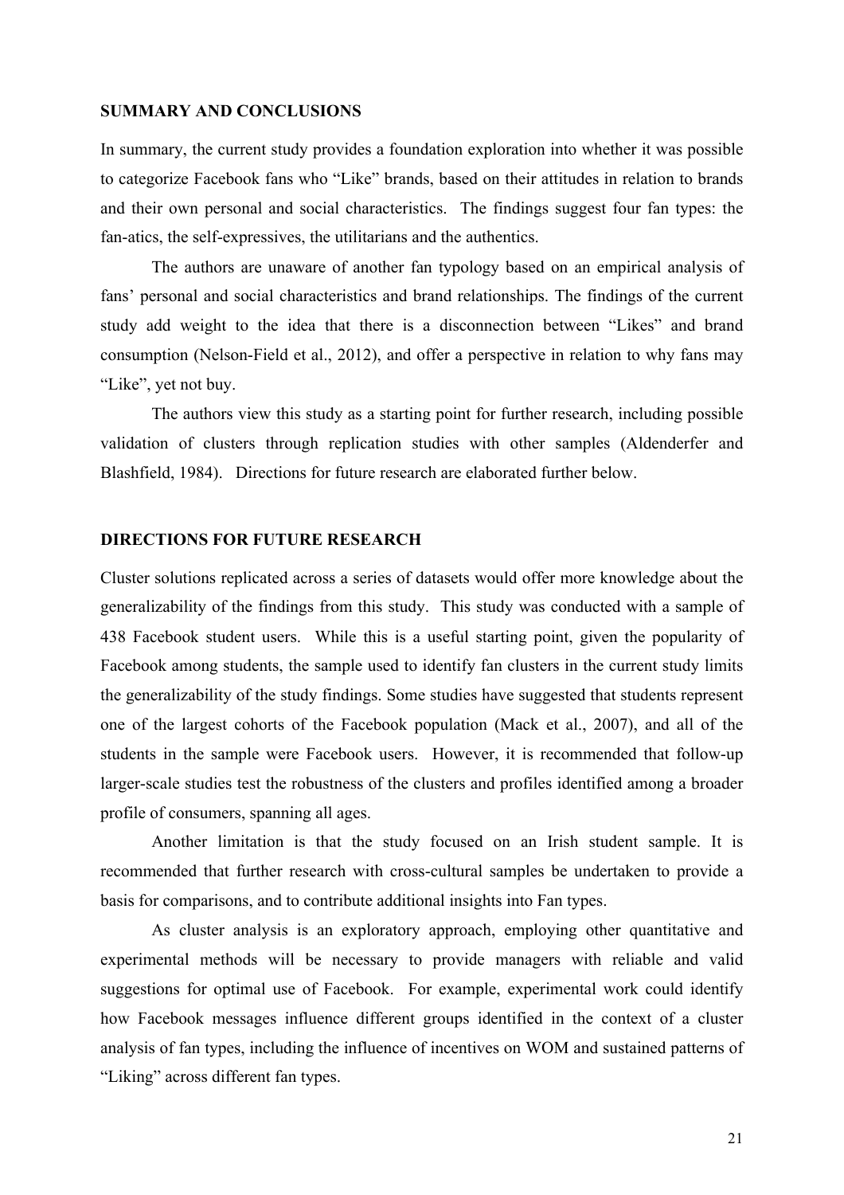## SUMMARY AND CONCLUSIONS

In summary, the current study provides a foundation exploration into whether it was possible to categorize Facebook fans who "Like" brands, based on their attitudes in relation to brands and their own personal and social characteristics. The findings suggest four fan types: the fan-atics, the self-expressives, the utilitarians and the authentics.

The authors are unaware of another fan typology based on an empirical analysis of fans' personal and social characteristics and brand relationships. The findings of the current study add weight to the idea that there is a disconnection between "Likes" and brand consumption (Nelson-Field et al., 2012), and offer a perspective in relation to why fans may "Like", yet not buy.

The authors view this study as a starting point for further research, including possible validation of clusters through replication studies with other samples (Aldenderfer and Blashfield, 1984). Directions for future research are elaborated further below.

## DIRECTIONS FOR FUTURE RESEARCH

Cluster solutions replicated across a series of datasets would offer more knowledge about the generalizability of the findings from this study. This study was conducted with a sample of 438 Facebook student users. While this is a useful starting point, given the popularity of Facebook among students, the sample used to identify fan clusters in the current study limits the generalizability of the study findings. Some studies have suggested that students represent one of the largest cohorts of the Facebook population (Mack et al., 2007), and all of the students in the sample were Facebook users. However, it is recommended that follow-up larger-scale studies test the robustness of the clusters and profiles identified among a broader profile of consumers, spanning all ages.

Another limitation is that the study focused on an Irish student sample. It is recommended that further research with cross-cultural samples be undertaken to provide a basis for comparisons, and to contribute additional insights into Fan types.

As cluster analysis is an exploratory approach, employing other quantitative and experimental methods will be necessary to provide managers with reliable and valid suggestions for optimal use of Facebook. For example, experimental work could identify how Facebook messages influence different groups identified in the context of a cluster analysis of fan types, including the influence of incentives on WOM and sustained patterns of "Liking" across different fan types.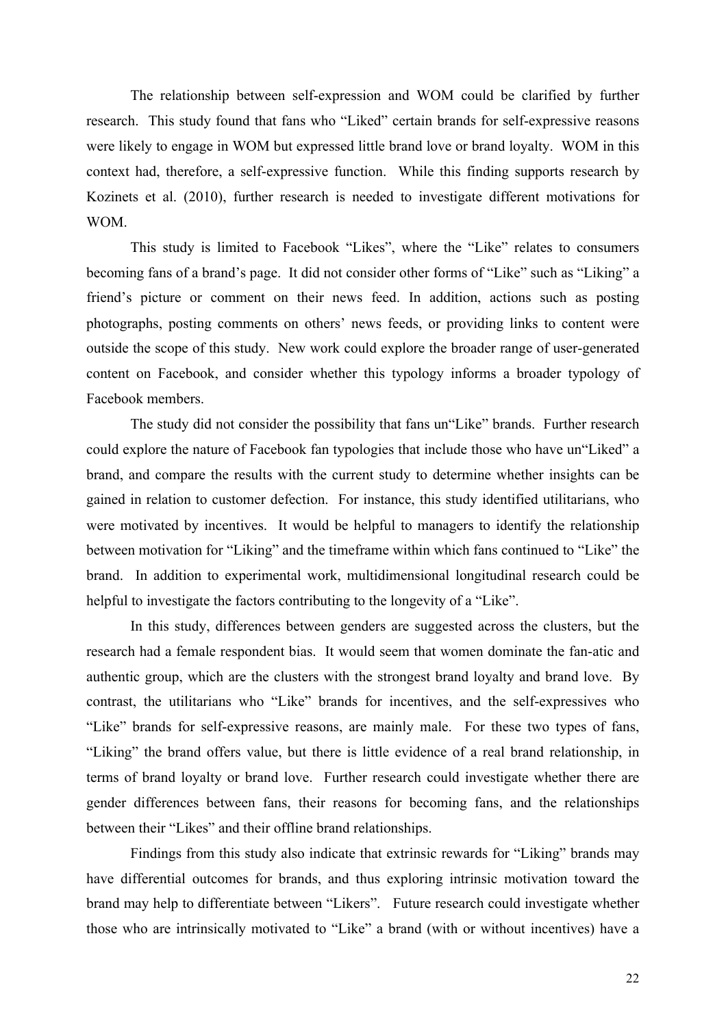The relationship between self-expression and WOM could be clarified by further research. This study found that fans who "Liked" certain brands for self-expressive reasons were likely to engage in WOM but expressed little brand love or brand loyalty. WOM in this context had, therefore, a self-expressive function. While this finding supports research by Kozinets et al. (2010), further research is needed to investigate different motivations for WOM.

This study is limited to Facebook "Likes", where the "Like" relates to consumers becoming fans of a brand's page. It did not consider other forms of "Like" such as "Liking" a friend's picture or comment on their news feed. In addition, actions such as posting photographs, posting comments on others' news feeds, or providing links to content were outside the scope of this study. New work could explore the broader range of user-generated content on Facebook, and consider whether this typology informs a broader typology of Facebook members.

The study did not consider the possibility that fans un"Like" brands. Further research could explore the nature of Facebook fan typologies that include those who have un"Liked" a brand, and compare the results with the current study to determine whether insights can be gained in relation to customer defection. For instance, this study identified utilitarians, who were motivated by incentives. It would be helpful to managers to identify the relationship between motivation for "Liking" and the timeframe within which fans continued to "Like" the brand. In addition to experimental work, multidimensional longitudinal research could be helpful to investigate the factors contributing to the longevity of a "Like".

In this study, differences between genders are suggested across the clusters, but the research had a female respondent bias. It would seem that women dominate the fan-atic and authentic group, which are the clusters with the strongest brand loyalty and brand love. By contrast, the utilitarians who "Like" brands for incentives, and the self-expressives who "Like" brands for self-expressive reasons, are mainly male. For these two types of fans, "Liking" the brand offers value, but there is little evidence of a real brand relationship, in terms of brand loyalty or brand love. Further research could investigate whether there are gender differences between fans, their reasons for becoming fans, and the relationships between their "Likes" and their offline brand relationships.

Findings from this study also indicate that extrinsic rewards for "Liking" brands may have differential outcomes for brands, and thus exploring intrinsic motivation toward the brand may help to differentiate between "Likers". Future research could investigate whether those who are intrinsically motivated to "Like" a brand (with or without incentives) have a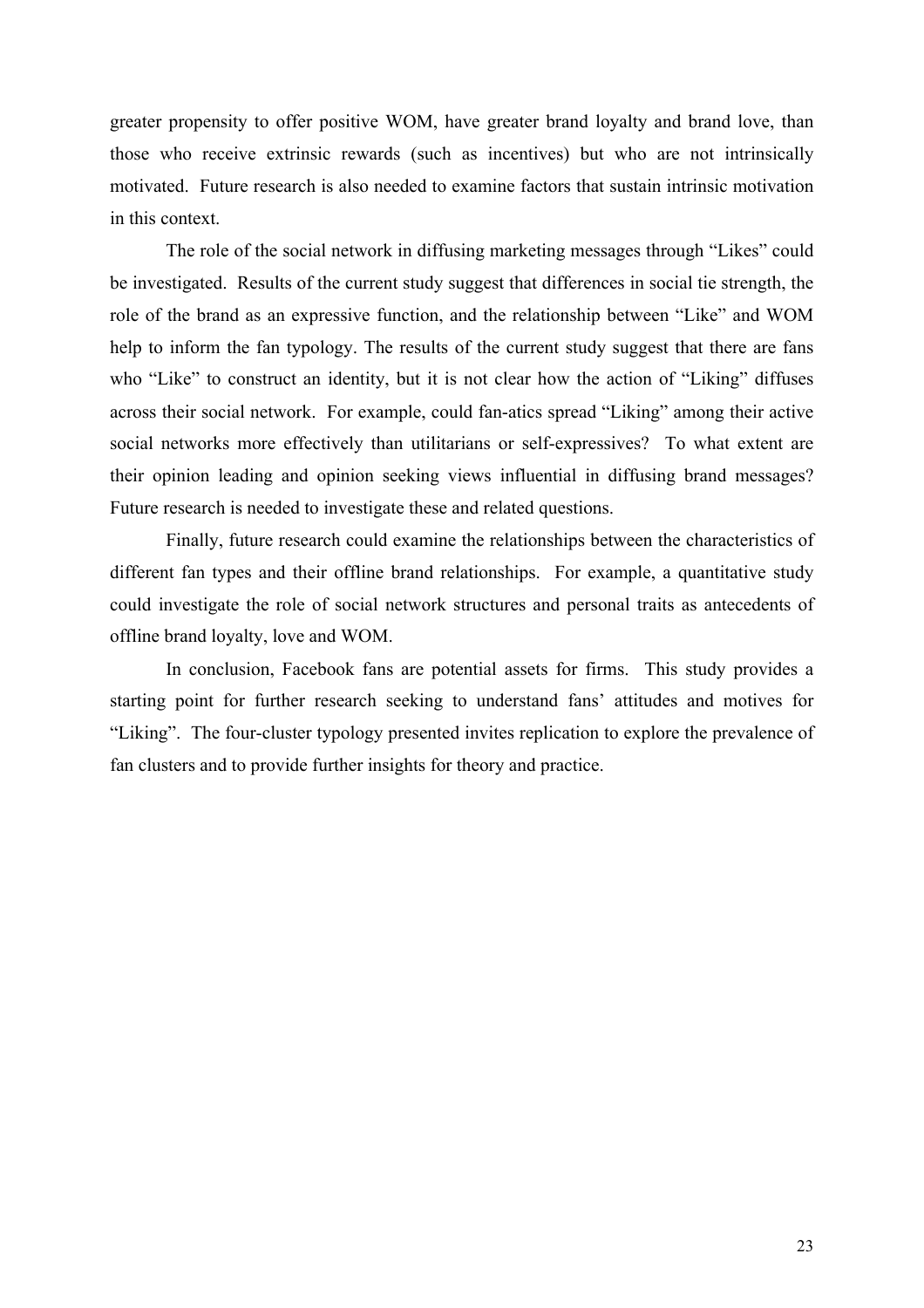greater propensity to offer positive WOM, have greater brand loyalty and brand love, than those who receive extrinsic rewards (such as incentives) but who are not intrinsically motivated. Future research is also needed to examine factors that sustain intrinsic motivation in this context.

The role of the social network in diffusing marketing messages through "Likes" could be investigated. Results of the current study suggest that differences in social tie strength, the role of the brand as an expressive function, and the relationship between "Like" and WOM help to inform the fan typology. The results of the current study suggest that there are fans who "Like" to construct an identity, but it is not clear how the action of "Liking" diffuses across their social network. For example, could fan-atics spread "Liking" among their active social networks more effectively than utilitarians or self-expressives? To what extent are their opinion leading and opinion seeking views influential in diffusing brand messages? Future research is needed to investigate these and related questions.

Finally, future research could examine the relationships between the characteristics of different fan types and their offline brand relationships. For example, a quantitative study could investigate the role of social network structures and personal traits as antecedents of offline brand loyalty, love and WOM.

In conclusion, Facebook fans are potential assets for firms. This study provides a starting point for further research seeking to understand fans' attitudes and motives for "Liking". The four-cluster typology presented invites replication to explore the prevalence of fan clusters and to provide further insights for theory and practice.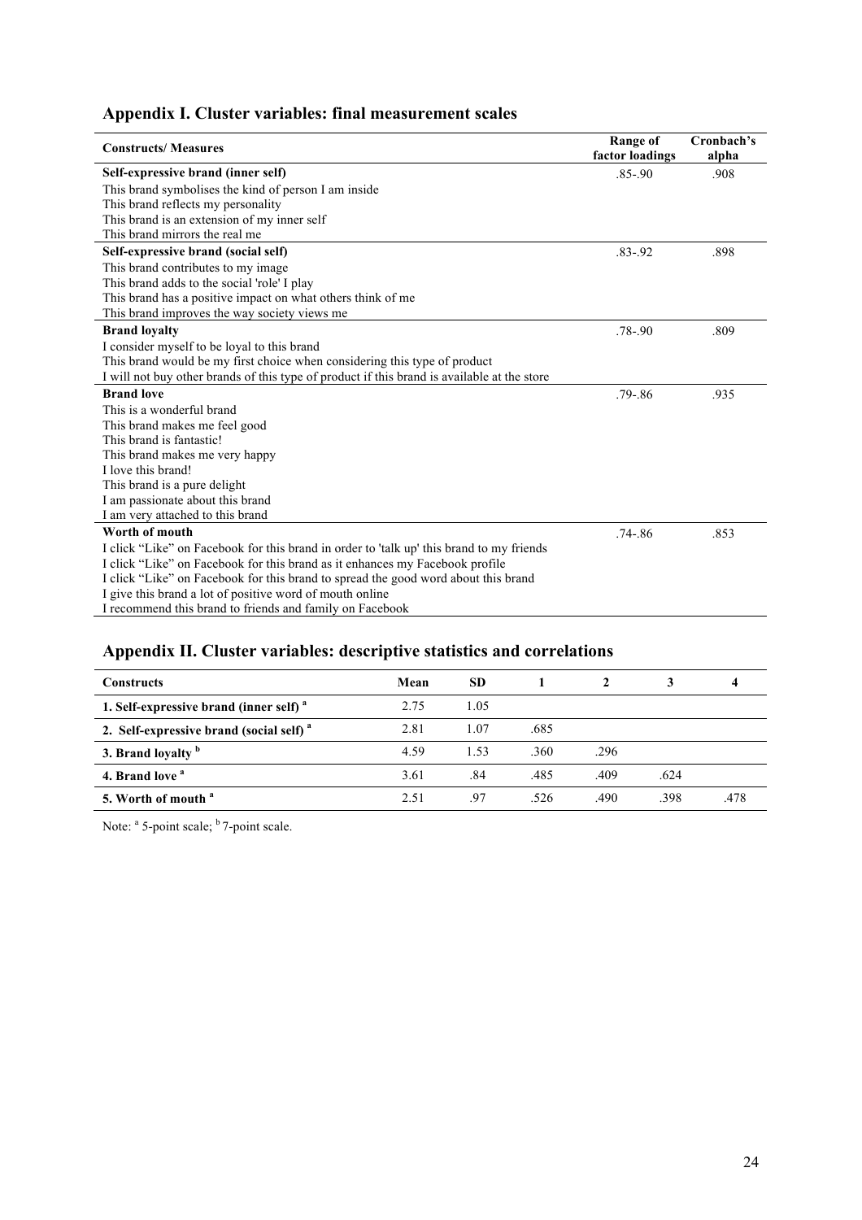## Appendix I. Cluster variables: final measurement scales

| Constructs/ Measures | Range of factor loadings | Cronbach's alpha |
|---|---|---|
| **Self-expressive brand (inner self)** | .85-.90 | .908 |
| This brand symbolises the kind of person I am inside | | |
| This brand reflects my personality | | |
| This brand is an extension of my inner self | | |
| This brand mirrors the real me | | |
| **Self-expressive brand (social self)** | .83-.92 | .898 |
| This brand contributes to my image | | |
| This brand adds to the social 'role' I play | | |
| This brand has a positive impact on what others think of me | | |
| This brand improves the way society views me | | |
| **Brand loyalty** | .78-.90 | .809 |
| I consider myself to be loyal to this brand | | |
| This brand would be my first choice when considering this type of product | | |
| I will not buy other brands of this type of product if this brand is available at the store | | |
| **Brand love** | .79-.86 | .935 |
| This is a wonderful brand | | |
| This brand makes me feel good | | |
| This brand is fantastic! | | |
| This brand makes me very happy | | |
| I love this brand! | | |
| This brand is a pure delight | | |
| I am passionate about this brand | | |
| I am very attached to this brand | | |
| **Worth of mouth** | .74-.86 | .853 |
| I click "Like" on Facebook for this brand in order to 'talk up' this brand to my friends | | |
| I click "Like" on Facebook for this brand as it enhances my Facebook profile | | |
| I click "Like" on Facebook for this brand to spread the good word about this brand | | |
| I give this brand a lot of positive word of mouth online | | |
| I recommend this brand to friends and family on Facebook | | |

## Appendix II. Cluster variables: descriptive statistics and correlations

| Constructs | Mean | SD | 1 | 2 | 3 | 4 |
|---|---|---|---|---|---|---|
| **1. Self-expressive brand (inner self) [a]** | 2.75 | 1.05 | | | | |
| **2. Self-expressive brand (social self) [a]** | 2.81 | 1.07 | .685 | | | |
| **3. Brand loyalty [b]** | 4.59 | 1.53 | .360 | .296 | | |
| **4. Brand love [a]** | 3.61 | .84 | .485 | .409 | .624 | |
| **5. Worth of mouth [a]** | 2.51 | .97 | .526 | .490 | .398 | .478 |

Note: [a] 5-point scale; [b] 7-point scale.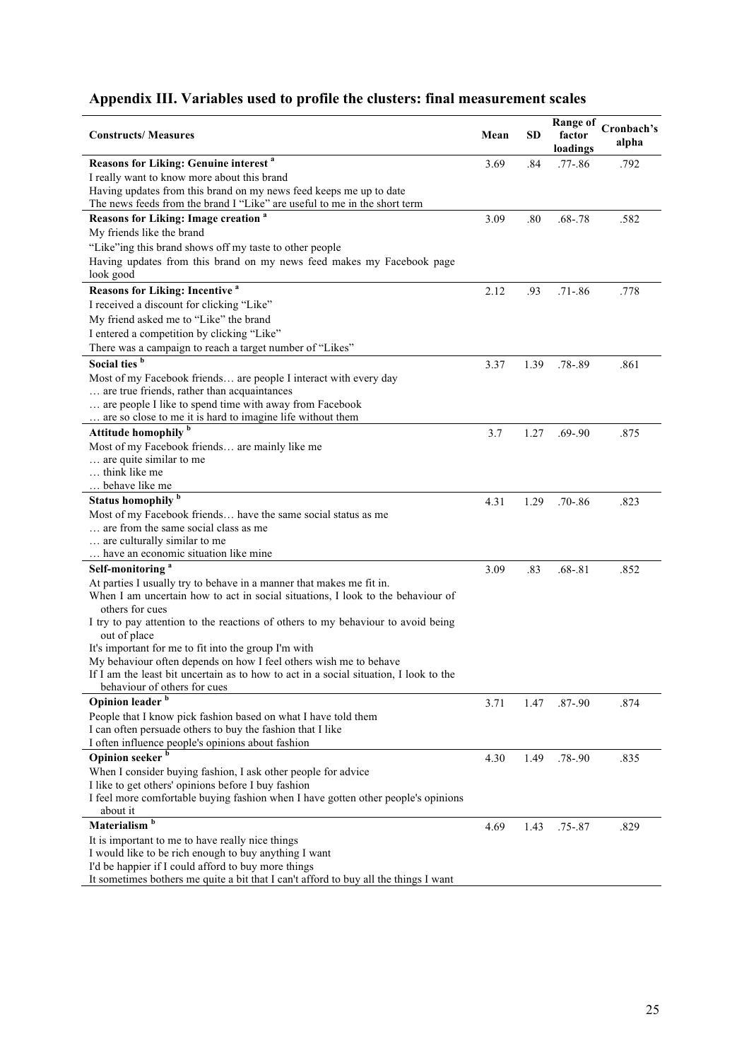## Appendix III. Variables used to profile the clusters: final measurement scales

| Constructs/ Measures | Mean | SD | Range of factor loadings | Cronbach's alpha |
|---|---|---|---|---|
| **Reasons for Liking: Genuine interest [a]** | 3.69 | .84 | .77-.86 | .792 |
| I really want to know more about this brand | | | | |
| Having updates from this brand on my news feed keeps me up to date | | | | |
| The news feeds from the brand I "Like" are useful to me in the short term | | | | |
| **Reasons for Liking: Image creation [a]** | 3.09 | .80 | .68-.78 | .582 |
| My friends like the brand | | | | |
| "Like"ing this brand shows off my taste to other people | | | | |
| Having updates from this brand on my news feed makes my Facebook page look good | | | | |
| **Reasons for Liking: Incentive [a]** | 2.12 | .93 | .71-.86 | .778 |
| I received a discount for clicking "Like" | | | | |
| My friend asked me to "Like" the brand | | | | |
| I entered a competition by clicking "Like" | | | | |
| There was a campaign to reach a target number of "Likes" | | | | |
| **Social ties [b]** | 3.37 | 1.39 | .78-.89 | .861 |
| Most of my Facebook friends… are people I interact with every day | | | | |
| … are true friends, rather than acquaintances | | | | |
| … are people I like to spend time with away from Facebook | | | | |
| … are so close to me it is hard to imagine life without them | | | | |
| **Attitude homophily [b]** | 3.7 | 1.27 | .69-.90 | .875 |
| Most of my Facebook friends… are mainly like me | | | | |
| … are quite similar to me | | | | |
| … think like me | | | | |
| … behave like me | | | | |
| **Status homophily [b]** | 4.31 | 1.29 | .70-.86 | .823 |
| Most of my Facebook friends… have the same social status as me | | | | |
| … are from the same social class as me | | | | |
| … are culturally similar to me | | | | |
| … have an economic situation like mine | | | | |
| **Self-monitoring [a]** | 3.09 | .83 | .68-.81 | .852 |
| At parties I usually try to behave in a manner that makes me fit in. | | | | |
| When I am uncertain how to act in social situations, I look to the behaviour of others for cues | | | | |
| I try to pay attention to the reactions of others to my behaviour to avoid being out of place | | | | |
| It's important for me to fit into the group I'm with | | | | |
| My behaviour often depends on how I feel others wish me to behave | | | | |
| If I am the least bit uncertain as to how to act in a social situation, I look to the behaviour of others for cues | | | | |
| **Opinion leader [b]** | 3.71 | 1.47 | .87-.90 | .874 |
| People that I know pick fashion based on what I have told them | | | | |
| I can often persuade others to buy the fashion that I like | | | | |
| I often influence people's opinions about fashion | | | | |
| **Opinion seeker [b]** | 4.30 | 1.49 | .78-.90 | .835 |
| When I consider buying fashion, I ask other people for advice | | | | |
| I like to get others' opinions before I buy fashion | | | | |
| I feel more comfortable buying fashion when I have gotten other people's opinions about it | | | | |
| **Materialism [b]** | 4.69 | 1.43 | .75-.87 | .829 |
| It is important to me to have really nice things | | | | |
| I would like to be rich enough to buy anything I want | | | | |
| I'd be happier if I could afford to buy more things | | | | |
| It sometimes bothers me quite a bit that I can't afford to buy all the things I want | | | | |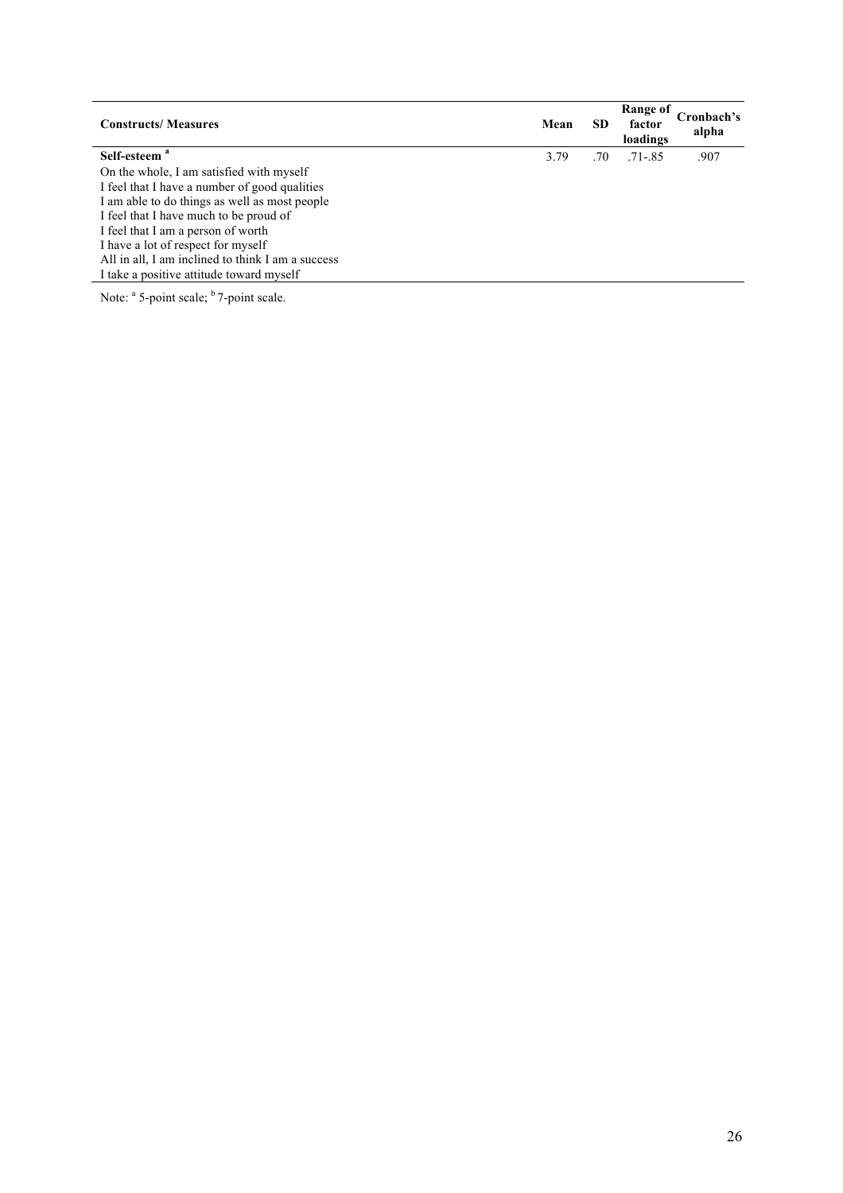| Constructs/ Measures | Mean | SD | Range of factor loadings | Cronbach's alpha |
|---|---|---|---|---|
| **Self-esteem** [a] | 3.79 | .70 | .71-.85 | .907 |
| On the whole, I am satisfied with myself | | | | |
| I feel that I have a number of good qualities | | | | |
| I am able to do things as well as most people | | | | |
| I feel that I have much to be proud of | | | | |
| I feel that I am a person of worth | | | | |
| I have a lot of respect for myself | | | | |
| All in all, I am inclined to think I am a success | | | | |
| I take a positive attitude toward myself | | | | |

Note: [a] 5-point scale; [b] 7-point scale.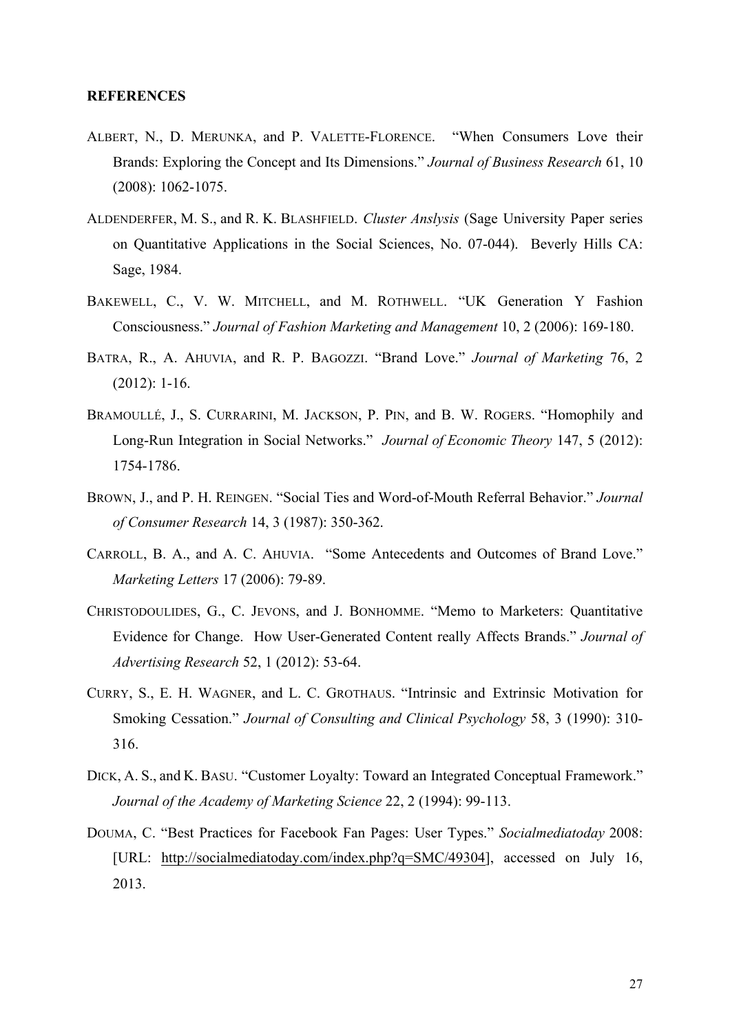**REFERENCES**

ALBERT, N., D. MERUNKA, and P. VALETTE-FLORENCE. "When Consumers Love their Brands: Exploring the Concept and Its Dimensions." *Journal of Business Research* 61, 10 (2008): 1062-1075.

ALDENDERFER, M. S., and R. K. BLASHFIELD. *Cluster Anslysis* (Sage University Paper series on Quantitative Applications in the Social Sciences, No. 07-044). Beverly Hills CA: Sage, 1984.

BAKEWELL, C., V. W. MITCHELL, and M. ROTHWELL. "UK Generation Y Fashion Consciousness." *Journal of Fashion Marketing and Management* 10, 2 (2006): 169-180.

BATRA, R., A. AHUVIA, and R. P. BAGOZZI. "Brand Love." *Journal of Marketing* 76, 2 (2012): 1-16.

BRAMOULLÉ, J., S. CURRARINI, M. JACKSON, P. PIN, and B. W. ROGERS. "Homophily and Long-Run Integration in Social Networks." *Journal of Economic Theory* 147, 5 (2012): 1754-1786.

BROWN, J., and P. H. REINGEN. "Social Ties and Word-of-Mouth Referral Behavior." *Journal of Consumer Research* 14, 3 (1987): 350-362.

CARROLL, B. A., and A. C. AHUVIA. "Some Antecedents and Outcomes of Brand Love." *Marketing Letters* 17 (2006): 79-89.

CHRISTODOULIDES, G., C. JEVONS, and J. BONHOMME. "Memo to Marketers: Quantitative Evidence for Change. How User-Generated Content really Affects Brands." *Journal of Advertising Research* 52, 1 (2012): 53-64.

CURRY, S., E. H. WAGNER, and L. C. GROTHAUS. "Intrinsic and Extrinsic Motivation for Smoking Cessation." *Journal of Consulting and Clinical Psychology* 58, 3 (1990): 310-316.

DICK, A. S., and K. BASU. "Customer Loyalty: Toward an Integrated Conceptual Framework." *Journal of the Academy of Marketing Science* 22, 2 (1994): 99-113.

DOUMA, C. "Best Practices for Facebook Fan Pages: User Types." *Socialmediatoday* 2008: [URL: http://socialmediatoday.com/index.php?q=SMC/49304], accessed on July 16, 2013.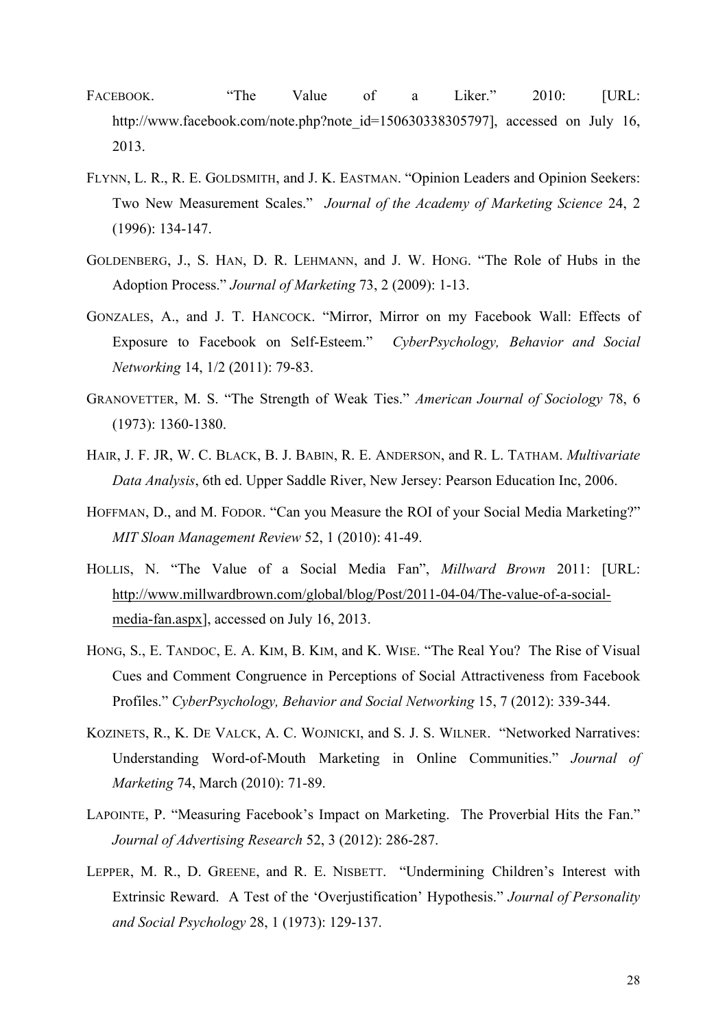FACEBOOK. "The Value of a Liker." 2010: [URL: http://www.facebook.com/note.php?note_id=150630338305797], accessed on July 16, 2013.

FLYNN, L. R., R. E. GOLDSMITH, and J. K. EASTMAN. "Opinion Leaders and Opinion Seekers: Two New Measurement Scales." *Journal of the Academy of Marketing Science* 24, 2 (1996): 134-147.

GOLDENBERG, J., S. HAN, D. R. LEHMANN, and J. W. HONG. "The Role of Hubs in the Adoption Process." *Journal of Marketing* 73, 2 (2009): 1-13.

GONZALES, A., and J. T. HANCOCK. "Mirror, Mirror on my Facebook Wall: Effects of Exposure to Facebook on Self-Esteem." *CyberPsychology, Behavior and Social Networking* 14, 1/2 (2011): 79-83.

GRANOVETTER, M. S. "The Strength of Weak Ties." *American Journal of Sociology* 78, 6 (1973): 1360-1380.

HAIR, J. F. JR, W. C. BLACK, B. J. BABIN, R. E. ANDERSON, and R. L. TATHAM. *Multivariate Data Analysis*, 6th ed. Upper Saddle River, New Jersey: Pearson Education Inc, 2006.

HOFFMAN, D., and M. FODOR. "Can you Measure the ROI of your Social Media Marketing?" *MIT Sloan Management Review* 52, 1 (2010): 41-49.

HOLLIS, N. "The Value of a Social Media Fan", *Millward Brown* 2011: [URL: http://www.millwardbrown.com/global/blog/Post/2011-04-04/The-value-of-a-social-media-fan.aspx], accessed on July 16, 2013.

HONG, S., E. TANDOC, E. A. KIM, B. KIM, and K. WISE. "The Real You? The Rise of Visual Cues and Comment Congruence in Perceptions of Social Attractiveness from Facebook Profiles." *CyberPsychology, Behavior and Social Networking* 15, 7 (2012): 339-344.

KOZINETS, R., K. DE VALCK, A. C. WOJNICKI, and S. J. S. WILNER. "Networked Narratives: Understanding Word-of-Mouth Marketing in Online Communities." *Journal of Marketing* 74, March (2010): 71-89.

LAPOINTE, P. "Measuring Facebook's Impact on Marketing. The Proverbial Hits the Fan." *Journal of Advertising Research* 52, 3 (2012): 286-287.

LEPPER, M. R., D. GREENE, and R. E. NISBETT. "Undermining Children's Interest with Extrinsic Reward. A Test of the 'Overjustification' Hypothesis." *Journal of Personality and Social Psychology* 28, 1 (1973): 129-137.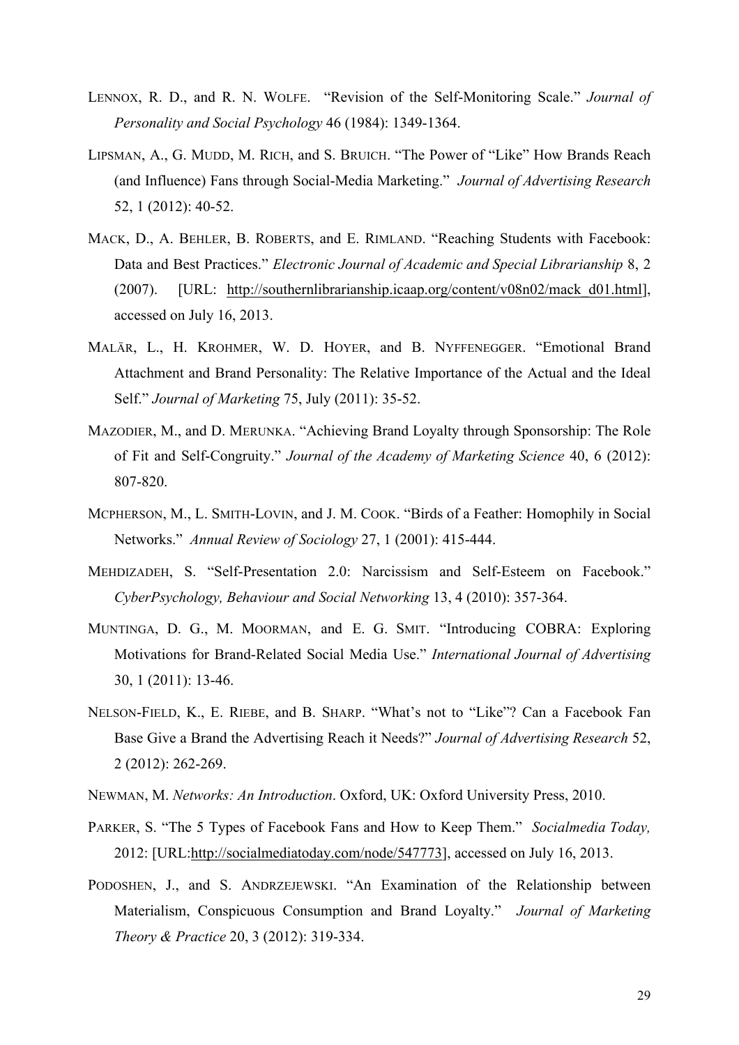LENNOX, R. D., and R. N. WOLFE. "Revision of the Self-Monitoring Scale." *Journal of Personality and Social Psychology* 46 (1984): 1349-1364.

LIPSMAN, A., G. MUDD, M. RICH, and S. BRUICH. "The Power of "Like" How Brands Reach (and Influence) Fans through Social-Media Marketing." *Journal of Advertising Research* 52, 1 (2012): 40-52.

MACK, D., A. BEHLER, B. ROBERTS, and E. RIMLAND. "Reaching Students with Facebook: Data and Best Practices." *Electronic Journal of Academic and Special Librarianship* 8, 2 (2007). [URL: http://southernlibrarianship.icaap.org/content/v08n02/mack_d01.html], accessed on July 16, 2013.

MALÄR, L., H. KROHMER, W. D. HOYER, and B. NYFFENEGGER. "Emotional Brand Attachment and Brand Personality: The Relative Importance of the Actual and the Ideal Self." *Journal of Marketing* 75, July (2011): 35-52.

MAZODIER, M., and D. MERUNKA. "Achieving Brand Loyalty through Sponsorship: The Role of Fit and Self-Congruity." *Journal of the Academy of Marketing Science* 40, 6 (2012): 807-820.

MCPHERSON, M., L. SMITH-LOVIN, and J. M. COOK. "Birds of a Feather: Homophily in Social Networks." *Annual Review of Sociology* 27, 1 (2001): 415-444.

MEHDIZADEH, S. "Self-Presentation 2.0: Narcissism and Self-Esteem on Facebook." *CyberPsychology, Behaviour and Social Networking* 13, 4 (2010): 357-364.

MUNTINGA, D. G., M. MOORMAN, and E. G. SMIT. "Introducing COBRA: Exploring Motivations for Brand-Related Social Media Use." *International Journal of Advertising* 30, 1 (2011): 13-46.

NELSON-FIELD, K., E. RIEBE, and B. SHARP. "What's not to "Like"? Can a Facebook Fan Base Give a Brand the Advertising Reach it Needs?" *Journal of Advertising Research* 52, 2 (2012): 262-269.

NEWMAN, M. *Networks: An Introduction*. Oxford, UK: Oxford University Press, 2010.

PARKER, S. "The 5 Types of Facebook Fans and How to Keep Them." *Socialmedia Today,* 2012: [URL:http://socialmediatoday.com/node/547773], accessed on July 16, 2013.

PODOSHEN, J., and S. ANDRZEJEWSKI. "An Examination of the Relationship between Materialism, Conspicuous Consumption and Brand Loyalty." *Journal of Marketing Theory & Practice* 20, 3 (2012): 319-334.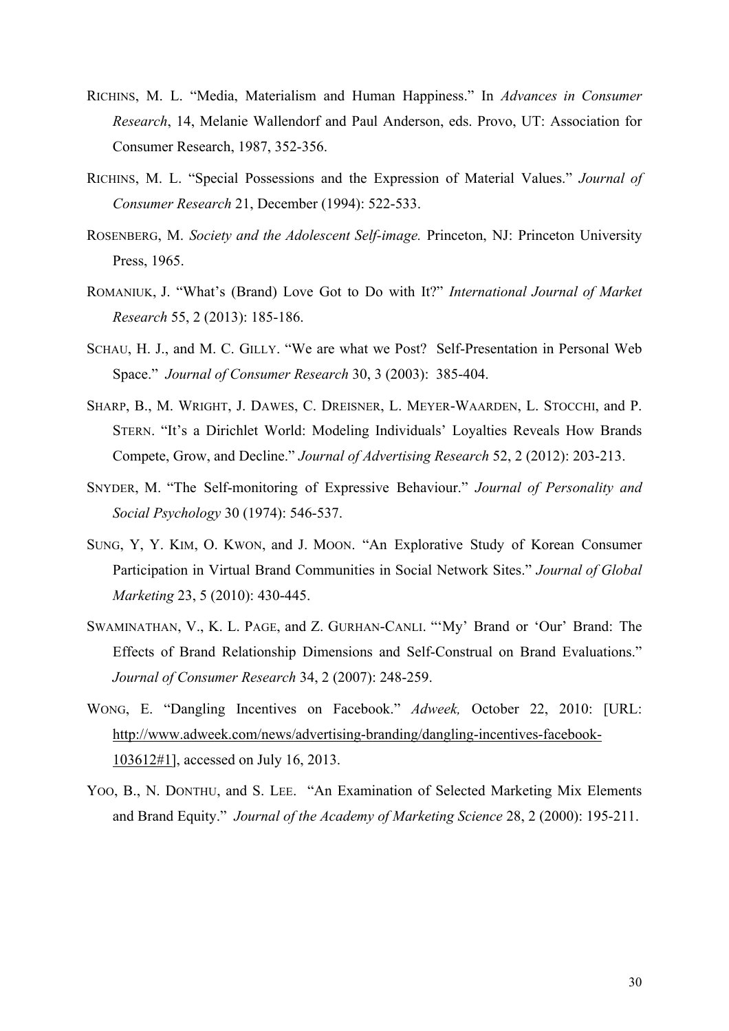RICHINS, M. L. "Media, Materialism and Human Happiness." In *Advances in Consumer Research*, 14, Melanie Wallendorf and Paul Anderson, eds. Provo, UT: Association for Consumer Research, 1987, 352-356.

RICHINS, M. L. "Special Possessions and the Expression of Material Values." *Journal of Consumer Research* 21, December (1994): 522-533.

ROSENBERG, M. *Society and the Adolescent Self-image.* Princeton, NJ: Princeton University Press, 1965.

ROMANIUK, J. "What's (Brand) Love Got to Do with It?" *International Journal of Market Research* 55, 2 (2013): 185-186.

SCHAU, H. J., and M. C. GILLY. "We are what we Post? Self-Presentation in Personal Web Space." *Journal of Consumer Research* 30, 3 (2003): 385-404.

SHARP, B., M. WRIGHT, J. DAWES, C. DREISNER, L. MEYER-WAARDEN, L. STOCCHI, and P. STERN. "It's a Dirichlet World: Modeling Individuals' Loyalties Reveals How Brands Compete, Grow, and Decline." *Journal of Advertising Research* 52, 2 (2012): 203-213.

SNYDER, M. "The Self-monitoring of Expressive Behaviour." *Journal of Personality and Social Psychology* 30 (1974): 546-537.

SUNG, Y, Y. KIM, O. KWON, and J. MOON. "An Explorative Study of Korean Consumer Participation in Virtual Brand Communities in Social Network Sites." *Journal of Global Marketing* 23, 5 (2010): 430-445.

SWAMINATHAN, V., K. L. PAGE, and Z. GURHAN-CANLI. "'My' Brand or 'Our' Brand: The Effects of Brand Relationship Dimensions and Self-Construal on Brand Evaluations." *Journal of Consumer Research* 34, 2 (2007): 248-259.

WONG, E. "Dangling Incentives on Facebook." *Adweek,* October 22, 2010: [URL: http://www.adweek.com/news/advertising-branding/dangling-incentives-facebook-103612#1], accessed on July 16, 2013.

YOO, B., N. DONTHU, and S. LEE. "An Examination of Selected Marketing Mix Elements and Brand Equity." *Journal of the Academy of Marketing Science* 28, 2 (2000): 195-211.